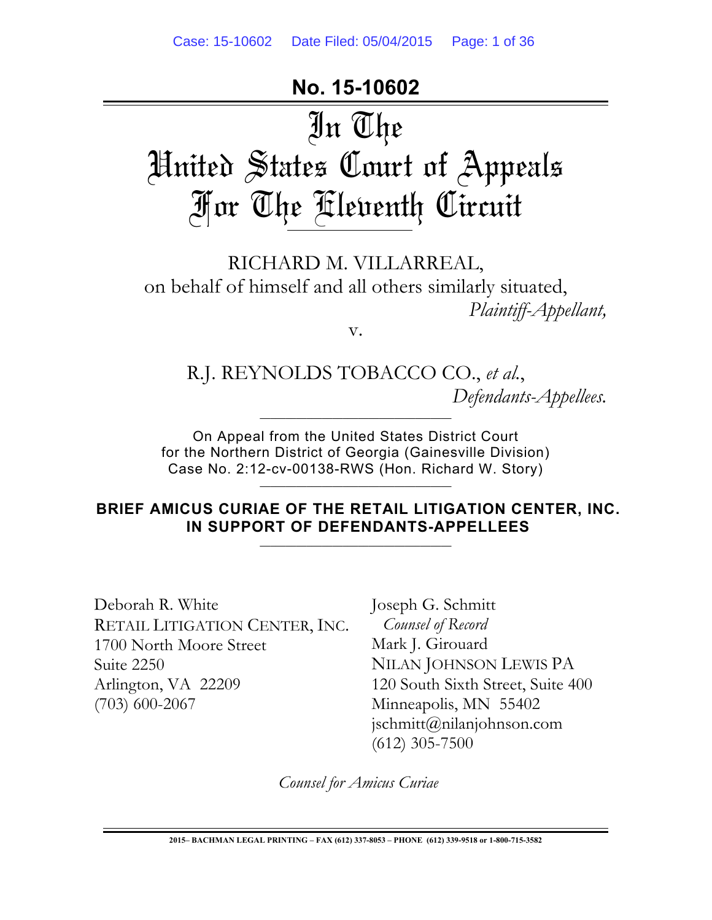**No. 15-10602**

# In The United States Court of Appeals For The Eleventh Circuit

RICHARD M. VILLARREAL,
on behalf of himself and all others similarly situated,
*Plaintiff-Appellant,*

v.

R.J. REYNOLDS TOBACCO CO., *et al.*,
*Defendants-Appellees.*

On Appeal from the United States District Court
for the Northern District of Georgia (Gainesville Division)
Case No. 2:12-cv-00138-RWS (Hon. Richard W. Story)

**BRIEF AMICUS CURIAE OF THE RETAIL LITIGATION CENTER, INC. IN SUPPORT OF DEFENDANTS-APPELLEES**

Deborah R. White
RETAIL LITIGATION CENTER, INC.
1700 North Moore Street
Suite 2250
Arlington, VA 22209
(703) 600-2067

Joseph G. Schmitt
*Counsel of Record*
Mark J. Girouard
NILAN JOHNSON LEWIS PA
120 South Sixth Street, Suite 400
Minneapolis, MN 55402
jschmitt@nilanjohnson.com
(612) 305-7500

*Counsel for Amicus Curiae*

2015– BACHMAN LEGAL PRINTING – FAX (612) 337-8053 – PHONE (612) 339-9518 or 1-800-715-3582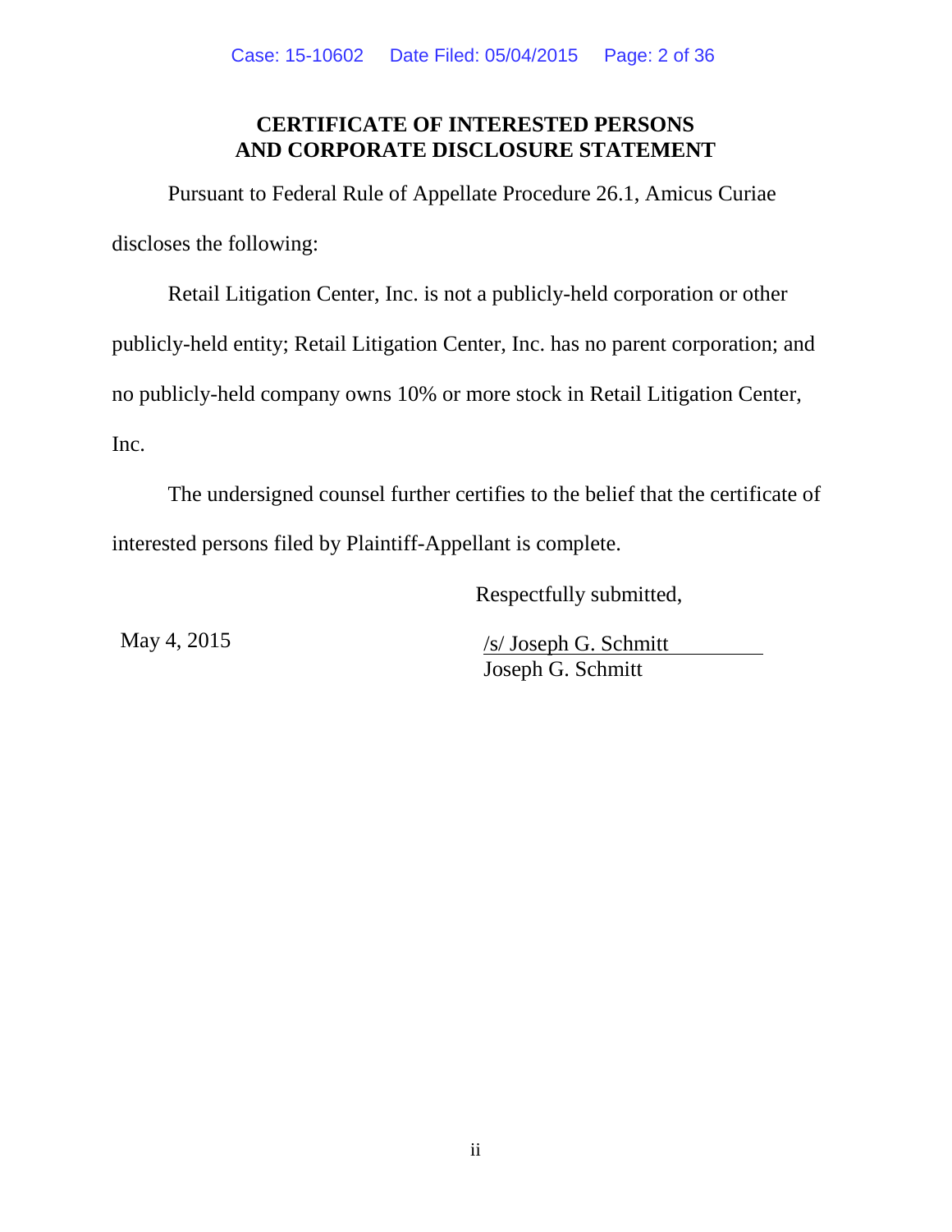# CERTIFICATE OF INTERESTED PERSONS AND CORPORATE DISCLOSURE STATEMENT

Pursuant to Federal Rule of Appellate Procedure 26.1, Amicus Curiae discloses the following:

Retail Litigation Center, Inc. is not a publicly-held corporation or other publicly-held entity; Retail Litigation Center, Inc. has no parent corporation; and no publicly-held company owns 10% or more stock in Retail Litigation Center, Inc.

The undersigned counsel further certifies to the belief that the certificate of interested persons filed by Plaintiff-Appellant is complete.

Respectfully submitted,

May 4, 2015

/s/ Joseph G. Schmitt
Joseph G. Schmitt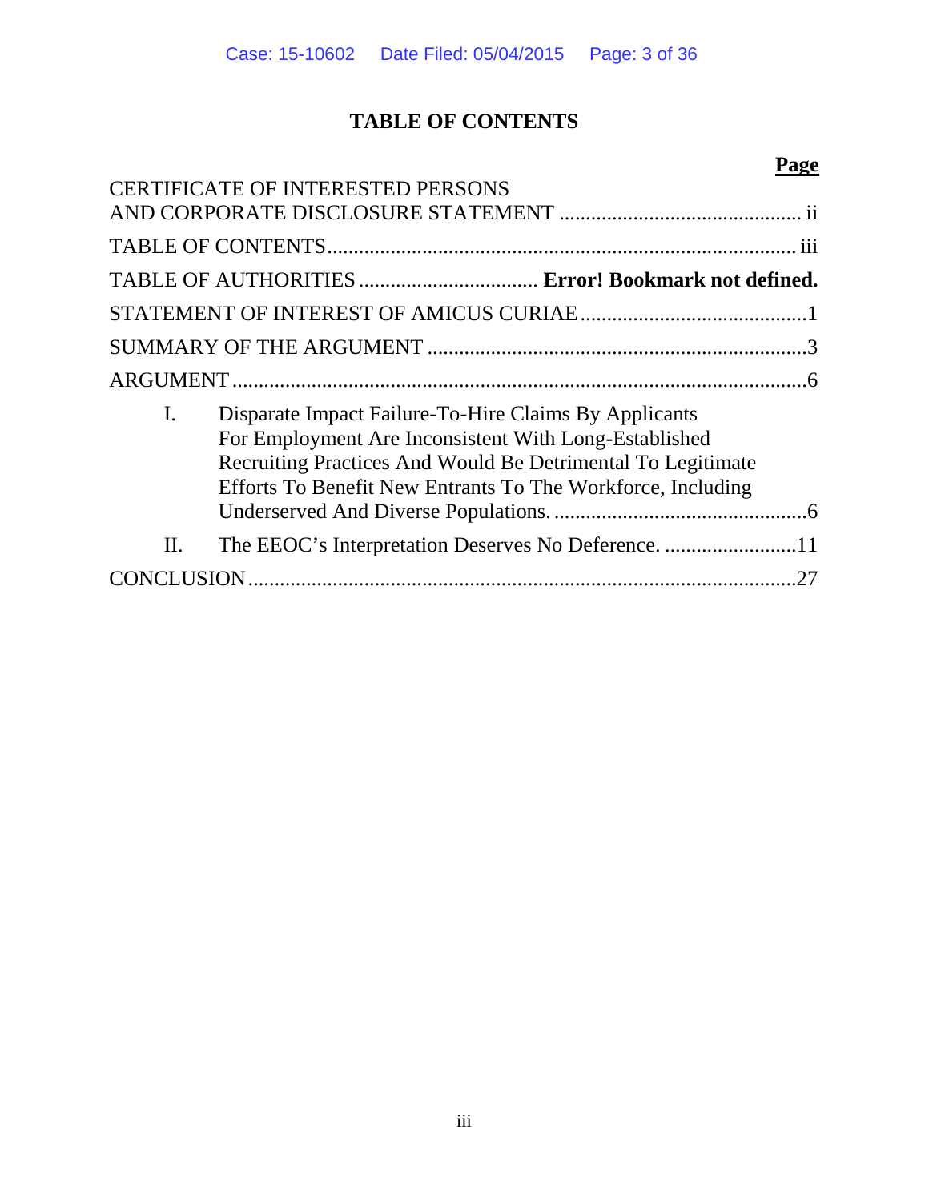# TABLE OF CONTENTS

| | Page |
|---|---|
| CERTIFICATE OF INTERESTED PERSONS AND CORPORATE DISCLOSURE STATEMENT | ii |
| TABLE OF CONTENTS | iii |
| TABLE OF AUTHORITIES | **Error! Bookmark not defined.** |
| STATEMENT OF INTEREST OF AMICUS CURIAE | 1 |
| SUMMARY OF THE ARGUMENT | 3 |
| ARGUMENT | 6 |
| I. Disparate Impact Failure-To-Hire Claims By Applicants For Employment Are Inconsistent With Long-Established Recruiting Practices And Would Be Detrimental To Legitimate Efforts To Benefit New Entrants To The Workforce, Including Underserved And Diverse Populations. | 6 |
| II. The EEOC's Interpretation Deserves No Deference. | 11 |
| CONCLUSION | 27 |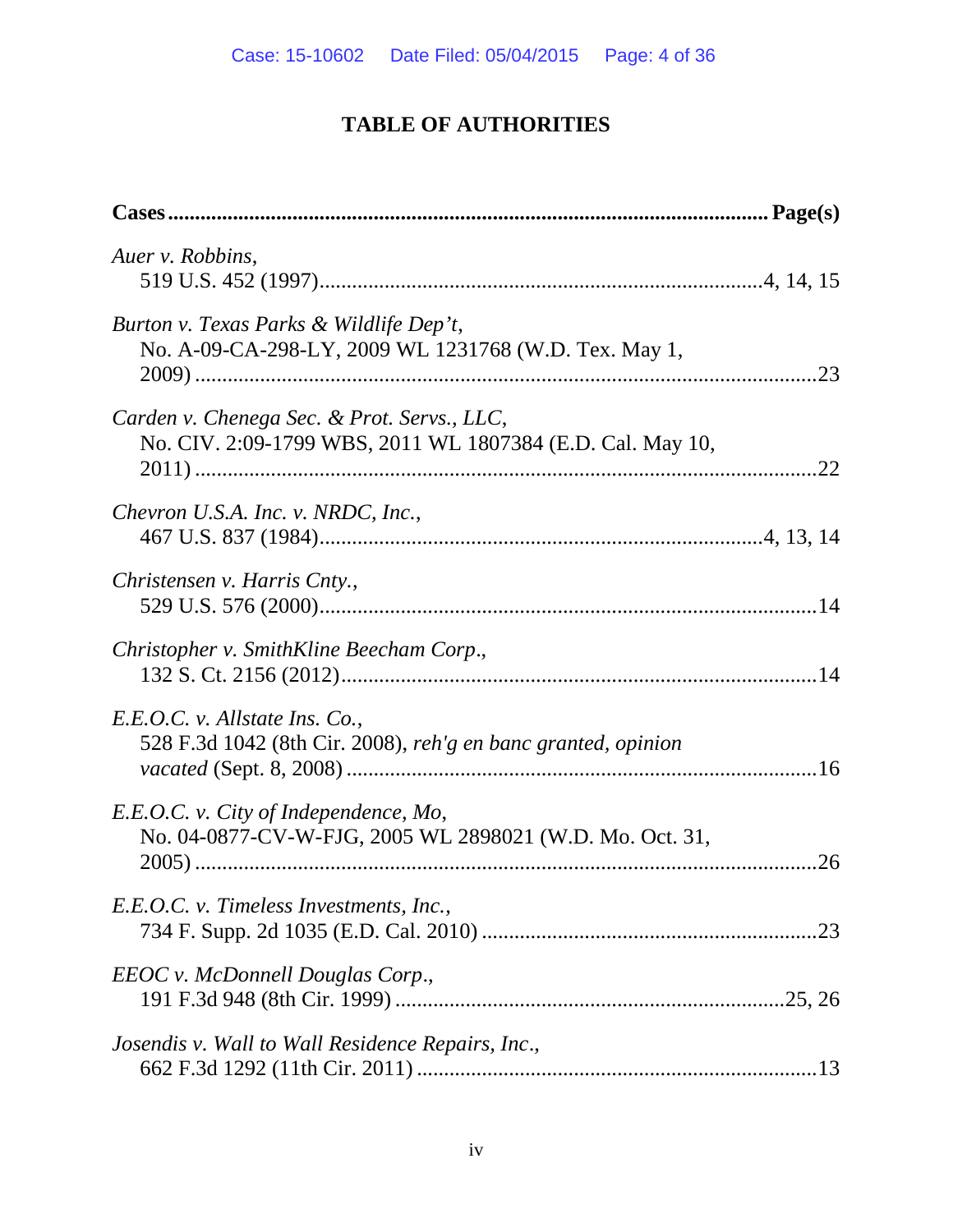# TABLE OF AUTHORITIES

| Cases | Page(s) |
|---|---|
| *Auer v. Robbins*, 519 U.S. 452 (1997) | 4, 14, 15 |
| *Burton v. Texas Parks & Wildlife Dep't*, No. A-09-CA-298-LY, 2009 WL 1231768 (W.D. Tex. May 1, 2009) | 23 |
| *Carden v. Chenega Sec. & Prot. Servs., LLC*, No. CIV. 2:09-1799 WBS, 2011 WL 1807384 (E.D. Cal. May 10, 2011) | 22 |
| *Chevron U.S.A. Inc. v. NRDC, Inc.*, 467 U.S. 837 (1984) | 4, 13, 14 |
| *Christensen v. Harris Cnty.*, 529 U.S. 576 (2000) | 14 |
| *Christopher v. SmithKline Beecham Corp*., 132 S. Ct. 2156 (2012) | 14 |
| *E.E.O.C. v. Allstate Ins. Co.*, 528 F.3d 1042 (8th Cir. 2008), *reh'g en banc granted, opinion vacated* (Sept. 8, 2008) | 16 |
| *E.E.O.C. v. City of Independence, Mo*, No. 04-0877-CV-W-FJG, 2005 WL 2898021 (W.D. Mo. Oct. 31, 2005) | 26 |
| *E.E.O.C. v. Timeless Investments, Inc.*, 734 F. Supp. 2d 1035 (E.D. Cal. 2010) | 23 |
| *EEOC v. McDonnell Douglas Corp*., 191 F.3d 948 (8th Cir. 1999) | 25, 26 |
| *Josendis v. Wall to Wall Residence Repairs, Inc*., 662 F.3d 1292 (11th Cir. 2011) | 13 |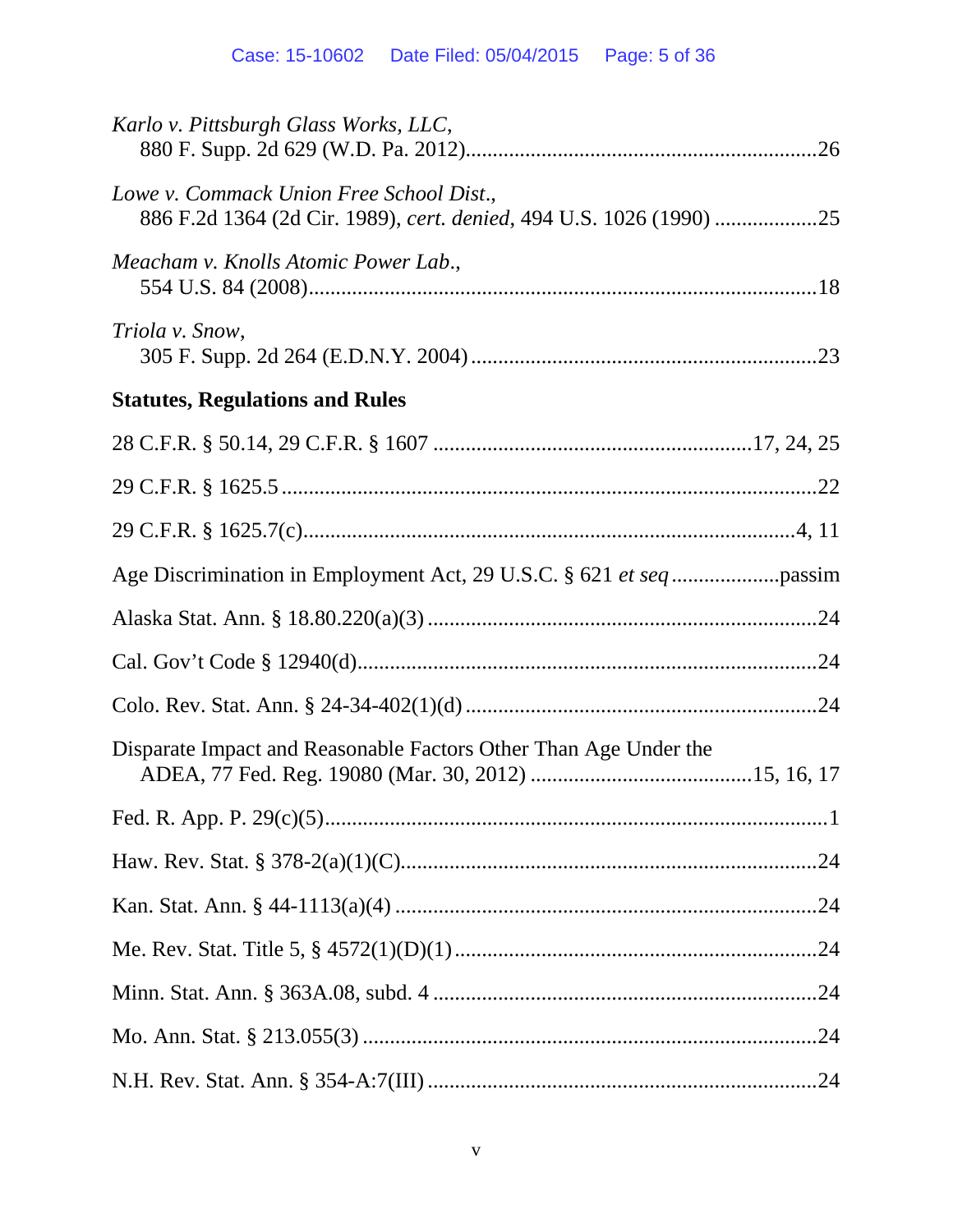*Karlo v. Pittsburgh Glass Works, LLC*,
880 F. Supp. 2d 629 (W.D. Pa. 2012)................................................................26

*Lowe v. Commack Union Free School Dist*.,
886 F.2d 1364 (2d Cir. 1989), *cert. denied*, 494 U.S. 1026 (1990) ..................25

*Meacham v. Knolls Atomic Power Lab*.,
554 U.S. 84 (2008)............................................................................................18

*Triola v. Snow*,
305 F. Supp. 2d 264 (E.D.N.Y. 2004) ...............................................................23

**Statutes, Regulations and Rules**

28 C.F.R. § 50.14, 29 C.F.R. § 1607 .........................................................17, 24, 25

29 C.F.R. § 1625.5 .................................................................................................22

29 C.F.R. § 1625.7(c)..........................................................................................4, 11

Age Discrimination in Employment Act, 29 U.S.C. § 621 *et seq* ....................passim

Alaska Stat. Ann. § 18.80.220(a)(3) .......................................................................24

Cal. Gov't Code § 12940(d)....................................................................................24

Colo. Rev. Stat. Ann. § 24-34-402(1)(d) ................................................................24

Disparate Impact and Reasonable Factors Other Than Age Under the
ADEA, 77 Fed. Reg. 19080 (Mar. 30, 2012) ........................................15, 16, 17

Fed. R. App. P. 29(c)(5)..........................................................................................1

Haw. Rev. Stat. § 378-2(a)(1)(C)...........................................................................24

Kan. Stat. Ann. § 44-1113(a)(4) .............................................................................24

Me. Rev. Stat. Title 5, § 4572(1)(D)(1)..................................................................24

Minn. Stat. Ann. § 363A.08, subd. 4 ......................................................................24

Mo. Ann. Stat. § 213.055(3) ...................................................................................24

N.H. Rev. Stat. Ann. § 354-A:7(III) .......................................................................24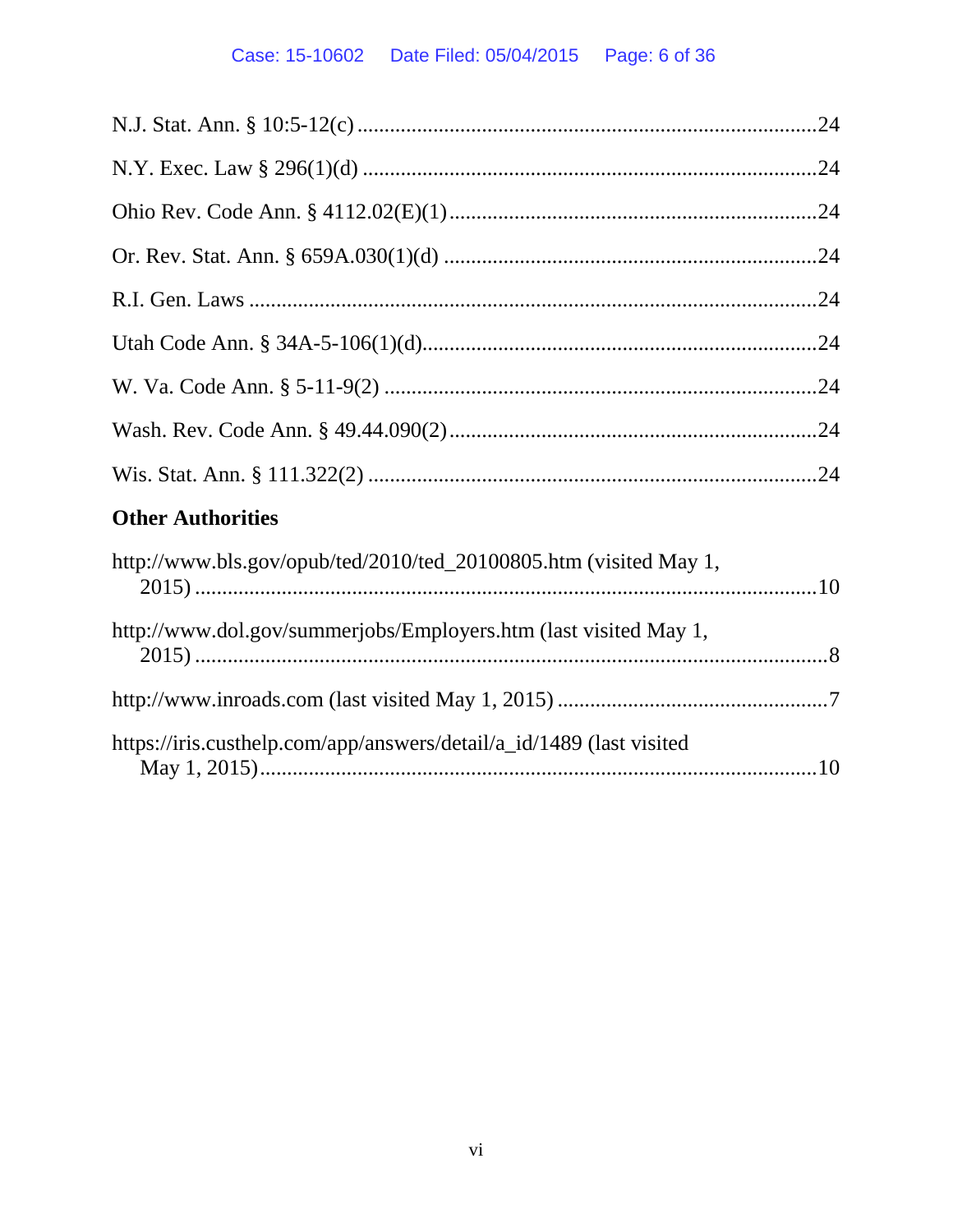N.J. Stat. Ann. § 10:5-12(c) ....................................................................................24

N.Y. Exec. Law § 296(1)(d) ...................................................................................24

Ohio Rev. Code Ann. § 4112.02(E)(1) ....................................................................24

Or. Rev. Stat. Ann. § 659A.030(1)(d) .....................................................................24

R.I. Gen. Laws .......................................................................................................24

Utah Code Ann. § 34A-5-106(1)(d) .........................................................................24

W. Va. Code Ann. § 5-11-9(2) ................................................................................24

Wash. Rev. Code Ann. § 49.44.090(2) .....................................................................24

Wis. Stat. Ann. § 111.322(2) ..................................................................................24

**Other Authorities**

http://www.bls.gov/opub/ted/2010/ted_20100805.htm (visited May 1, 2015) ..................................................................................................................10

http://www.dol.gov/summerjobs/Employers.htm (last visited May 1, 2015) ....................................................................................................................8

http://www.inroads.com (last visited May 1, 2015) ..................................................7

https://iris.custhelp.com/app/answers/detail/a_id/1489 (last visited May 1, 2015) .........................................................................................................10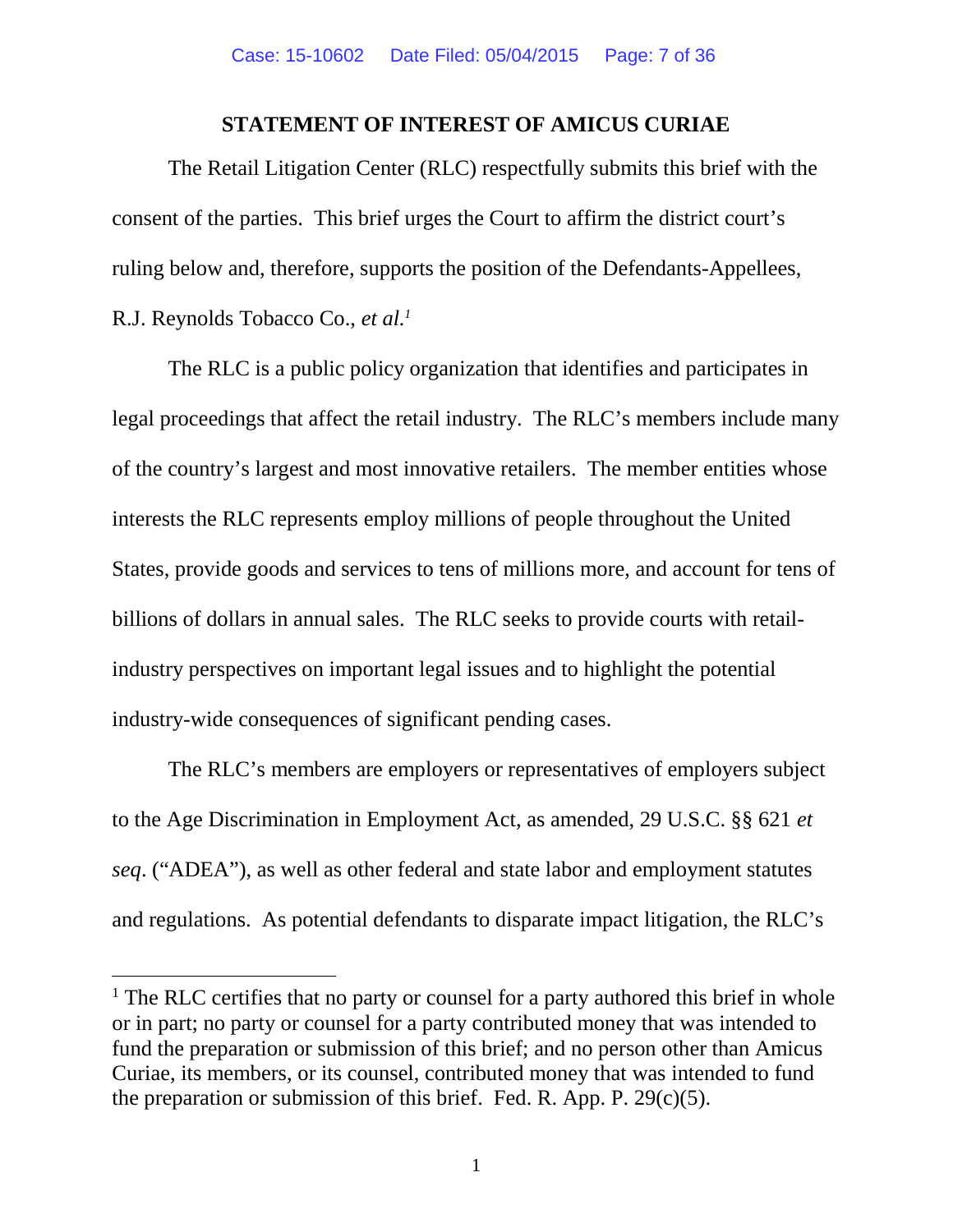## STATEMENT OF INTEREST OF AMICUS CURIAE

The Retail Litigation Center (RLC) respectfully submits this brief with the consent of the parties. This brief urges the Court to affirm the district court's ruling below and, therefore, supports the position of the Defendants-Appellees, R.J. Reynolds Tobacco Co., *et al*.[1]

The RLC is a public policy organization that identifies and participates in legal proceedings that affect the retail industry. The RLC's members include many of the country's largest and most innovative retailers. The member entities whose interests the RLC represents employ millions of people throughout the United States, provide goods and services to tens of millions more, and account for tens of billions of dollars in annual sales. The RLC seeks to provide courts with retail-industry perspectives on important legal issues and to highlight the potential industry-wide consequences of significant pending cases.

The RLC's members are employers or representatives of employers subject to the Age Discrimination in Employment Act, as amended, 29 U.S.C. §§ 621 *et seq*. ("ADEA"), as well as other federal and state labor and employment statutes and regulations. As potential defendants to disparate impact litigation, the RLC's

---

[1] The RLC certifies that no party or counsel for a party authored this brief in whole or in part; no party or counsel for a party contributed money that was intended to fund the preparation or submission of this brief; and no person other than Amicus Curiae, its members, or its counsel, contributed money that was intended to fund the preparation or submission of this brief. Fed. R. App. P. 29(c)(5).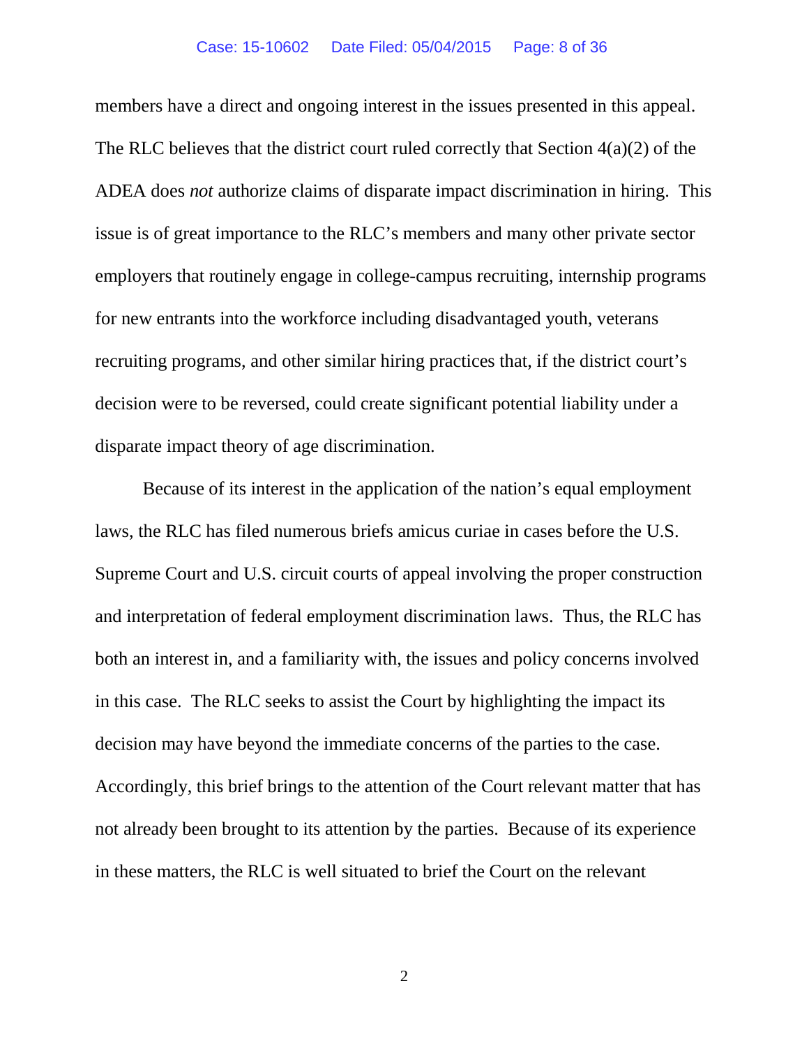members have a direct and ongoing interest in the issues presented in this appeal. The RLC believes that the district court ruled correctly that Section 4(a)(2) of the ADEA does *not* authorize claims of disparate impact discrimination in hiring. This issue is of great importance to the RLC's members and many other private sector employers that routinely engage in college-campus recruiting, internship programs for new entrants into the workforce including disadvantaged youth, veterans recruiting programs, and other similar hiring practices that, if the district court's decision were to be reversed, could create significant potential liability under a disparate impact theory of age discrimination.

Because of its interest in the application of the nation's equal employment laws, the RLC has filed numerous briefs amicus curiae in cases before the U.S. Supreme Court and U.S. circuit courts of appeal involving the proper construction and interpretation of federal employment discrimination laws. Thus, the RLC has both an interest in, and a familiarity with, the issues and policy concerns involved in this case. The RLC seeks to assist the Court by highlighting the impact its decision may have beyond the immediate concerns of the parties to the case. Accordingly, this brief brings to the attention of the Court relevant matter that has not already been brought to its attention by the parties. Because of its experience in these matters, the RLC is well situated to brief the Court on the relevant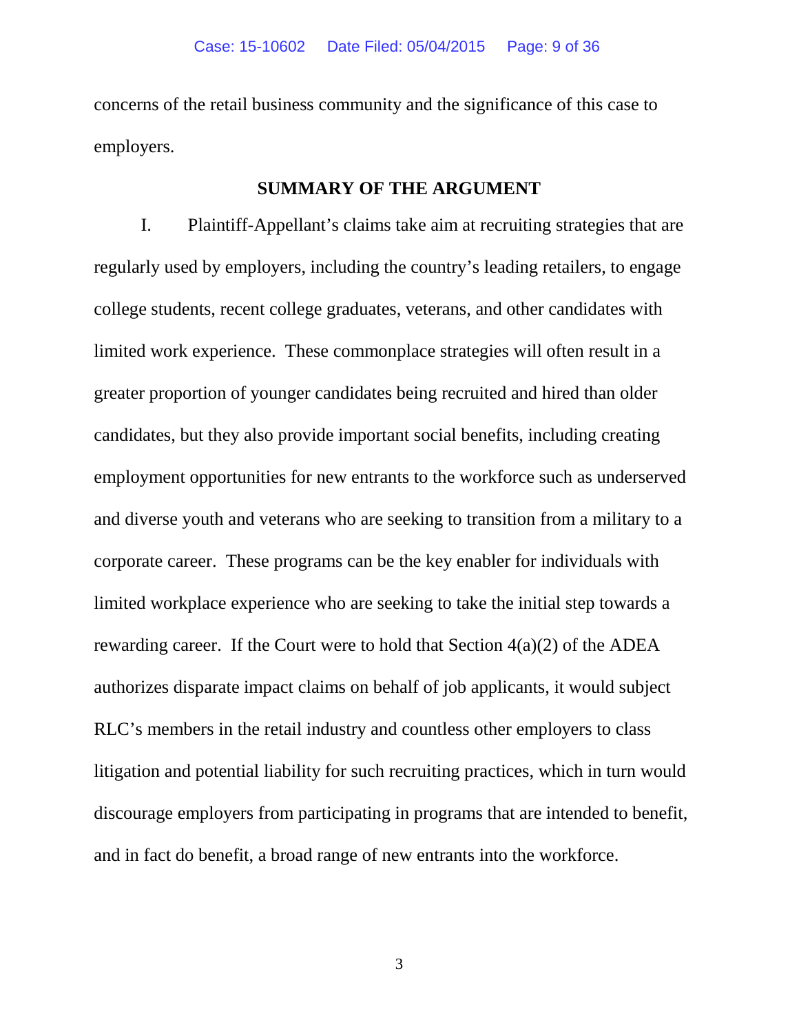concerns of the retail business community and the significance of this case to employers.

## SUMMARY OF THE ARGUMENT

I. Plaintiff-Appellant's claims take aim at recruiting strategies that are regularly used by employers, including the country's leading retailers, to engage college students, recent college graduates, veterans, and other candidates with limited work experience. These commonplace strategies will often result in a greater proportion of younger candidates being recruited and hired than older candidates, but they also provide important social benefits, including creating employment opportunities for new entrants to the workforce such as underserved and diverse youth and veterans who are seeking to transition from a military to a corporate career. These programs can be the key enabler for individuals with limited workplace experience who are seeking to take the initial step towards a rewarding career. If the Court were to hold that Section 4(a)(2) of the ADEA authorizes disparate impact claims on behalf of job applicants, it would subject RLC's members in the retail industry and countless other employers to class litigation and potential liability for such recruiting practices, which in turn would discourage employers from participating in programs that are intended to benefit, and in fact do benefit, a broad range of new entrants into the workforce.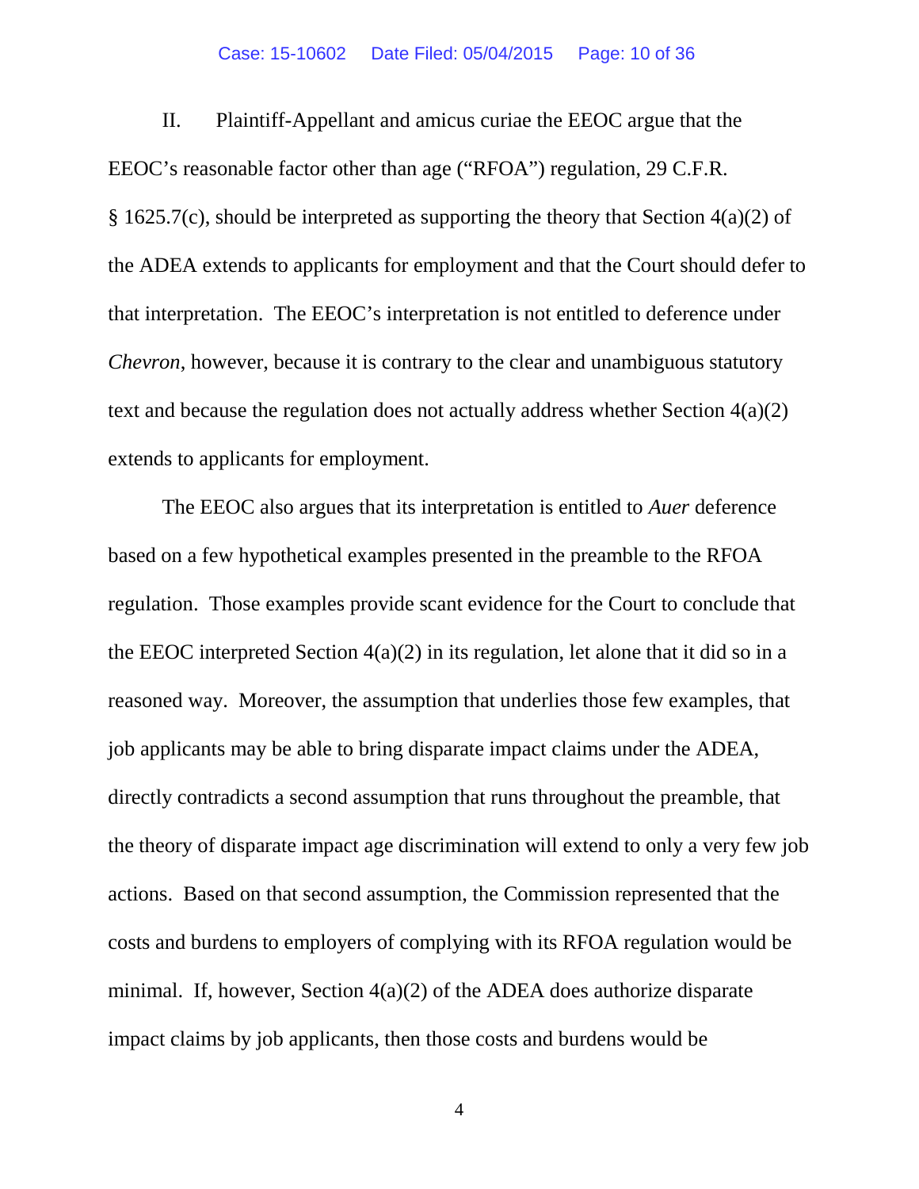II. Plaintiff-Appellant and amicus curiae the EEOC argue that the EEOC's reasonable factor other than age ("RFOA") regulation, 29 C.F.R. § 1625.7(c), should be interpreted as supporting the theory that Section 4(a)(2) of the ADEA extends to applicants for employment and that the Court should defer to that interpretation. The EEOC's interpretation is not entitled to deference under *Chevron*, however, because it is contrary to the clear and unambiguous statutory text and because the regulation does not actually address whether Section 4(a)(2) extends to applicants for employment.

The EEOC also argues that its interpretation is entitled to *Auer* deference based on a few hypothetical examples presented in the preamble to the RFOA regulation. Those examples provide scant evidence for the Court to conclude that the EEOC interpreted Section 4(a)(2) in its regulation, let alone that it did so in a reasoned way. Moreover, the assumption that underlies those few examples, that job applicants may be able to bring disparate impact claims under the ADEA, directly contradicts a second assumption that runs throughout the preamble, that the theory of disparate impact age discrimination will extend to only a very few job actions. Based on that second assumption, the Commission represented that the costs and burdens to employers of complying with its RFOA regulation would be minimal. If, however, Section 4(a)(2) of the ADEA does authorize disparate impact claims by job applicants, then those costs and burdens would be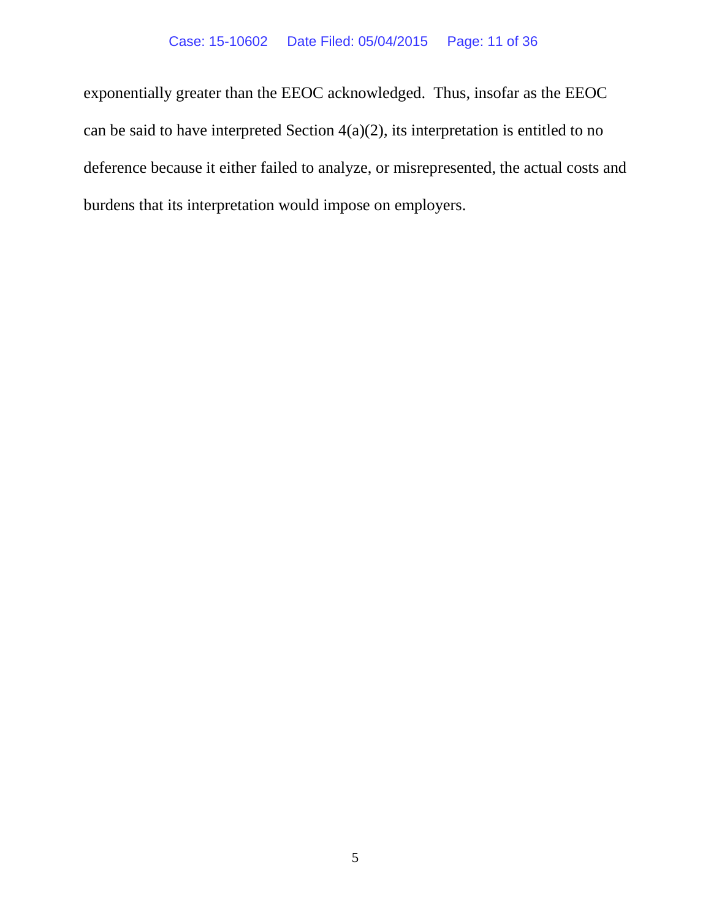exponentially greater than the EEOC acknowledged. Thus, insofar as the EEOC can be said to have interpreted Section 4(a)(2), its interpretation is entitled to no deference because it either failed to analyze, or misrepresented, the actual costs and burdens that its interpretation would impose on employers.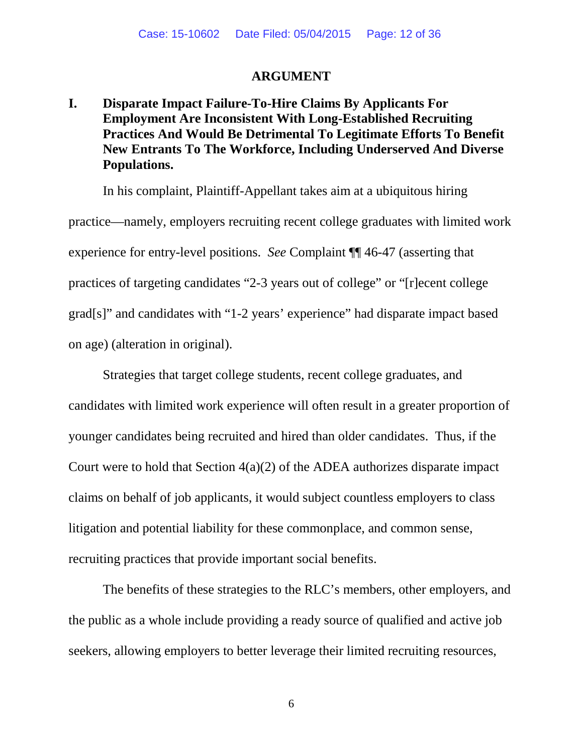## ARGUMENT

### I. Disparate Impact Failure-To-Hire Claims By Applicants For Employment Are Inconsistent With Long-Established Recruiting Practices And Would Be Detrimental To Legitimate Efforts To Benefit New Entrants To The Workforce, Including Underserved And Diverse Populations.

In his complaint, Plaintiff-Appellant takes aim at a ubiquitous hiring practice—namely, employers recruiting recent college graduates with limited work experience for entry-level positions. *See* Complaint ¶¶ 46-47 (asserting that practices of targeting candidates "2-3 years out of college" or "[r]ecent college grad[s]" and candidates with "1-2 years' experience" had disparate impact based on age) (alteration in original).

Strategies that target college students, recent college graduates, and candidates with limited work experience will often result in a greater proportion of younger candidates being recruited and hired than older candidates. Thus, if the Court were to hold that Section 4(a)(2) of the ADEA authorizes disparate impact claims on behalf of job applicants, it would subject countless employers to class litigation and potential liability for these commonplace, and common sense, recruiting practices that provide important social benefits.

The benefits of these strategies to the RLC's members, other employers, and the public as a whole include providing a ready source of qualified and active job seekers, allowing employers to better leverage their limited recruiting resources,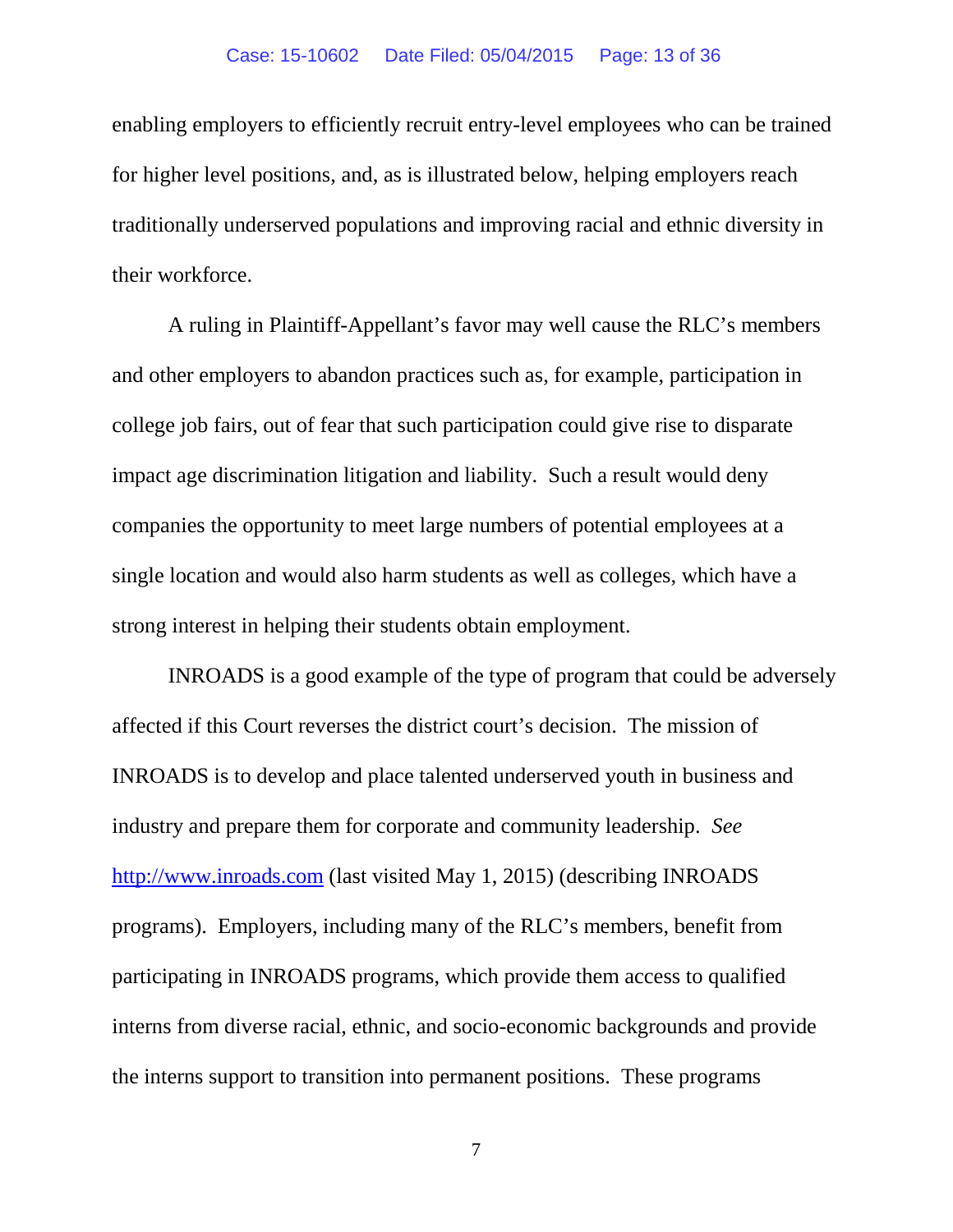enabling employers to efficiently recruit entry-level employees who can be trained for higher level positions, and, as is illustrated below, helping employers reach traditionally underserved populations and improving racial and ethnic diversity in their workforce.

A ruling in Plaintiff-Appellant's favor may well cause the RLC's members and other employers to abandon practices such as, for example, participation in college job fairs, out of fear that such participation could give rise to disparate impact age discrimination litigation and liability. Such a result would deny companies the opportunity to meet large numbers of potential employees at a single location and would also harm students as well as colleges, which have a strong interest in helping their students obtain employment.

INROADS is a good example of the type of program that could be adversely affected if this Court reverses the district court's decision. The mission of INROADS is to develop and place talented underserved youth in business and industry and prepare them for corporate and community leadership. *See* [http://www.inroads.com](http://www.inroads.com) (last visited May 1, 2015) (describing INROADS programs). Employers, including many of the RLC's members, benefit from participating in INROADS programs, which provide them access to qualified interns from diverse racial, ethnic, and socio-economic backgrounds and provide the interns support to transition into permanent positions. These programs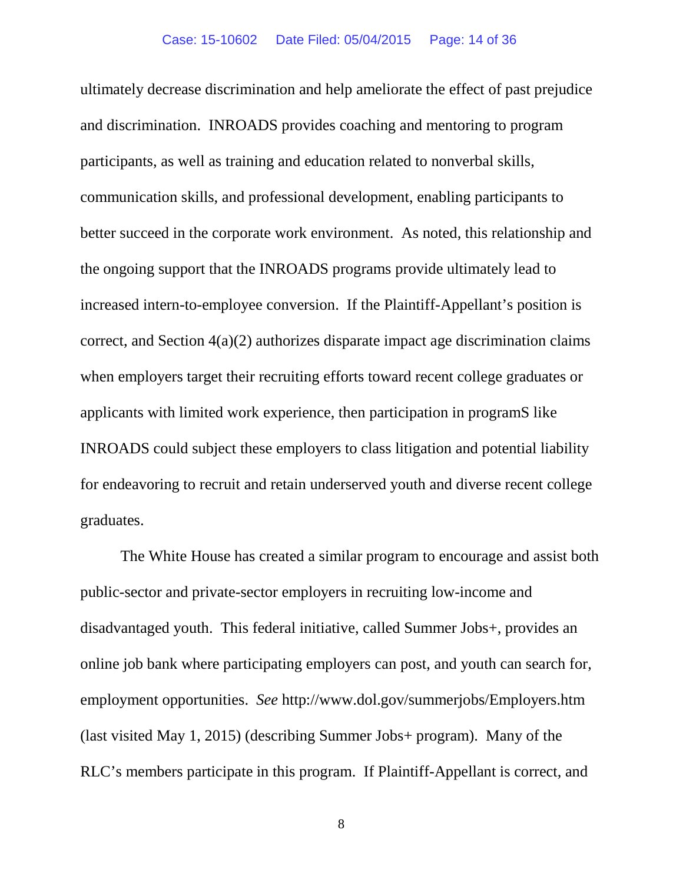ultimately decrease discrimination and help ameliorate the effect of past prejudice and discrimination. INROADS provides coaching and mentoring to program participants, as well as training and education related to nonverbal skills, communication skills, and professional development, enabling participants to better succeed in the corporate work environment. As noted, this relationship and the ongoing support that the INROADS programs provide ultimately lead to increased intern-to-employee conversion. If the Plaintiff-Appellant's position is correct, and Section 4(a)(2) authorizes disparate impact age discrimination claims when employers target their recruiting efforts toward recent college graduates or applicants with limited work experience, then participation in programS like INROADS could subject these employers to class litigation and potential liability for endeavoring to recruit and retain underserved youth and diverse recent college graduates.

The White House has created a similar program to encourage and assist both public-sector and private-sector employers in recruiting low-income and disadvantaged youth. This federal initiative, called Summer Jobs+, provides an online job bank where participating employers can post, and youth can search for, employment opportunities. *See* http://www.dol.gov/summerjobs/Employers.htm (last visited May 1, 2015) (describing Summer Jobs+ program). Many of the RLC's members participate in this program. If Plaintiff-Appellant is correct, and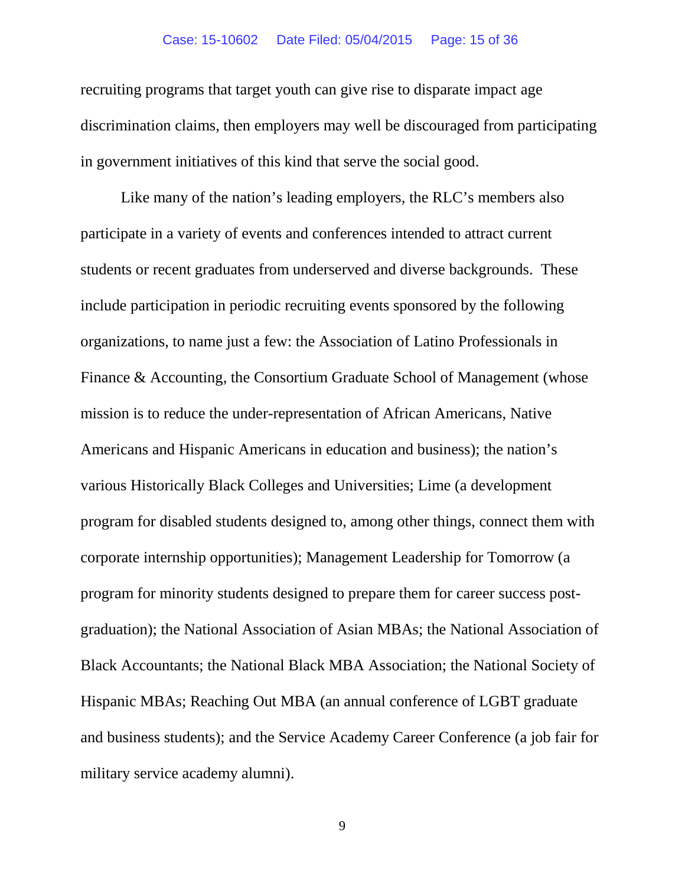recruiting programs that target youth can give rise to disparate impact age discrimination claims, then employers may well be discouraged from participating in government initiatives of this kind that serve the social good.

Like many of the nation's leading employers, the RLC's members also participate in a variety of events and conferences intended to attract current students or recent graduates from underserved and diverse backgrounds. These include participation in periodic recruiting events sponsored by the following organizations, to name just a few: the Association of Latino Professionals in Finance & Accounting, the Consortium Graduate School of Management (whose mission is to reduce the under-representation of African Americans, Native Americans and Hispanic Americans in education and business); the nation's various Historically Black Colleges and Universities; Lime (a development program for disabled students designed to, among other things, connect them with corporate internship opportunities); Management Leadership for Tomorrow (a program for minority students designed to prepare them for career success post-graduation); the National Association of Asian MBAs; the National Association of Black Accountants; the National Black MBA Association; the National Society of Hispanic MBAs; Reaching Out MBA (an annual conference of LGBT graduate and business students); and the Service Academy Career Conference (a job fair for military service academy alumni).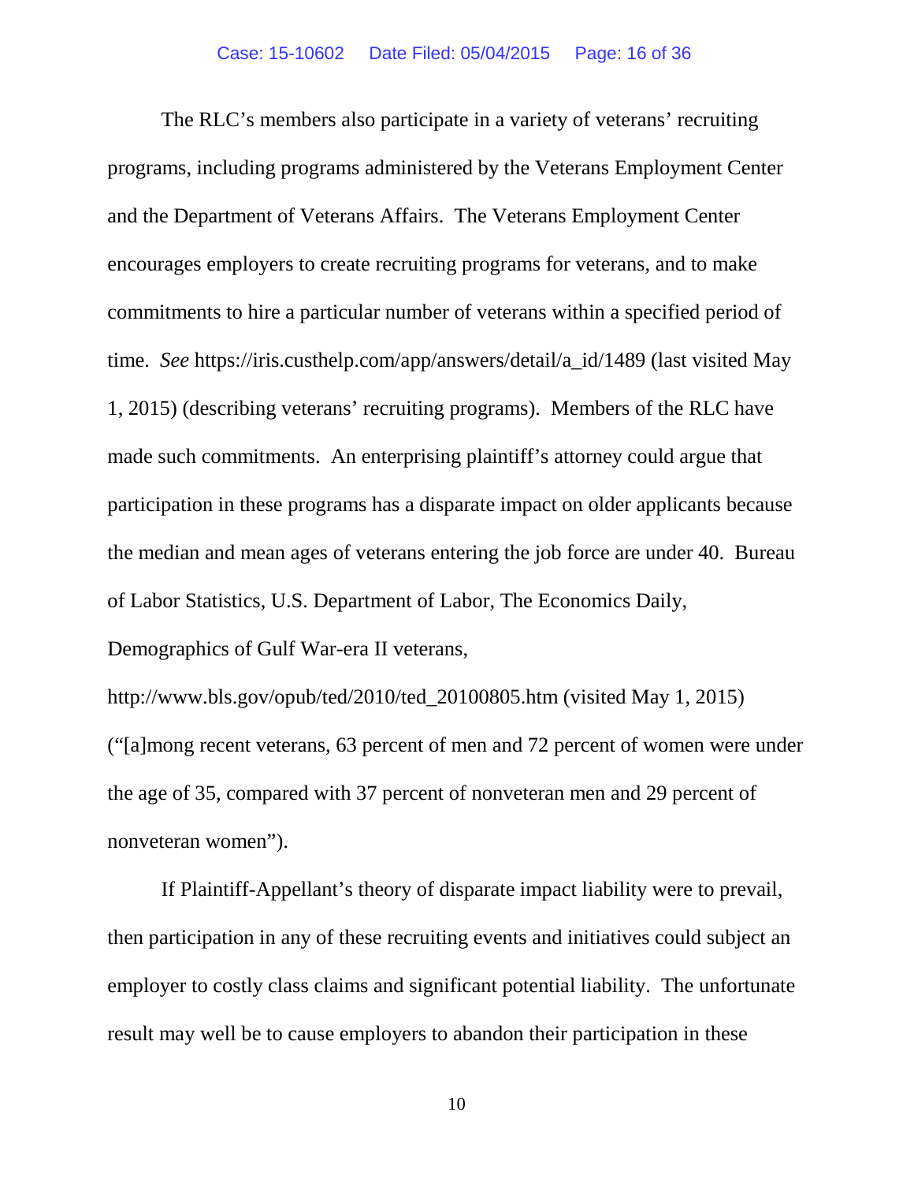The RLC's members also participate in a variety of veterans' recruiting programs, including programs administered by the Veterans Employment Center and the Department of Veterans Affairs. The Veterans Employment Center encourages employers to create recruiting programs for veterans, and to make commitments to hire a particular number of veterans within a specified period of time. *See* https://iris.custhelp.com/app/answers/detail/a_id/1489 (last visited May 1, 2015) (describing veterans' recruiting programs). Members of the RLC have made such commitments. An enterprising plaintiff's attorney could argue that participation in these programs has a disparate impact on older applicants because the median and mean ages of veterans entering the job force are under 40. Bureau of Labor Statistics, U.S. Department of Labor, The Economics Daily, Demographics of Gulf War-era II veterans, http://www.bls.gov/opub/ted/2010/ted_20100805.htm (visited May 1, 2015) ("[a]mong recent veterans, 63 percent of men and 72 percent of women were under the age of 35, compared with 37 percent of nonveteran men and 29 percent of nonveteran women").

If Plaintiff-Appellant's theory of disparate impact liability were to prevail, then participation in any of these recruiting events and initiatives could subject an employer to costly class claims and significant potential liability. The unfortunate result may well be to cause employers to abandon their participation in these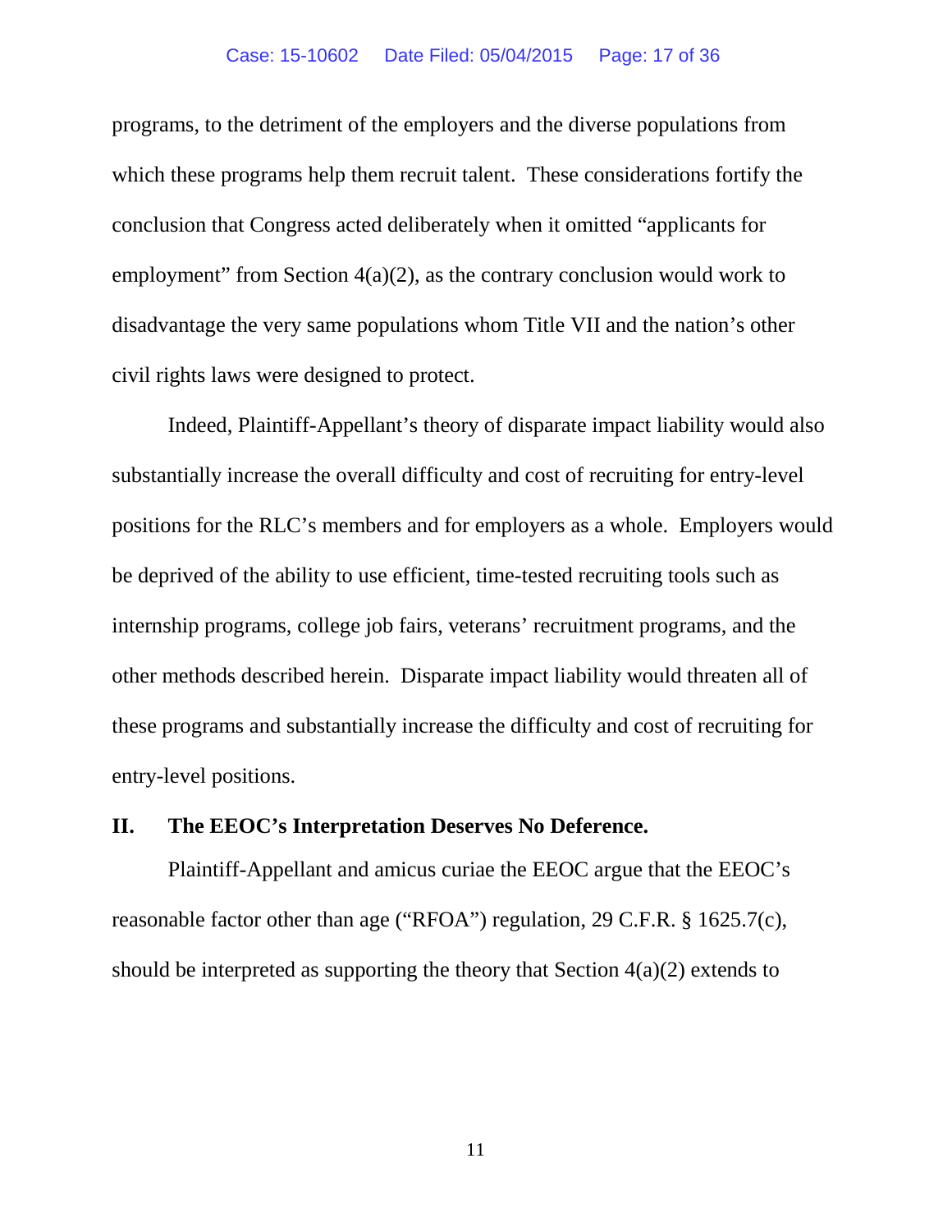programs, to the detriment of the employers and the diverse populations from which these programs help them recruit talent. These considerations fortify the conclusion that Congress acted deliberately when it omitted "applicants for employment" from Section 4(a)(2), as the contrary conclusion would work to disadvantage the very same populations whom Title VII and the nation's other civil rights laws were designed to protect.

Indeed, Plaintiff-Appellant's theory of disparate impact liability would also substantially increase the overall difficulty and cost of recruiting for entry-level positions for the RLC's members and for employers as a whole. Employers would be deprived of the ability to use efficient, time-tested recruiting tools such as internship programs, college job fairs, veterans' recruitment programs, and the other methods described herein. Disparate impact liability would threaten all of these programs and substantially increase the difficulty and cost of recruiting for entry-level positions.

## II. The EEOC's Interpretation Deserves No Deference.

Plaintiff-Appellant and amicus curiae the EEOC argue that the EEOC's reasonable factor other than age ("RFOA") regulation, 29 C.F.R. § 1625.7(c), should be interpreted as supporting the theory that Section 4(a)(2) extends to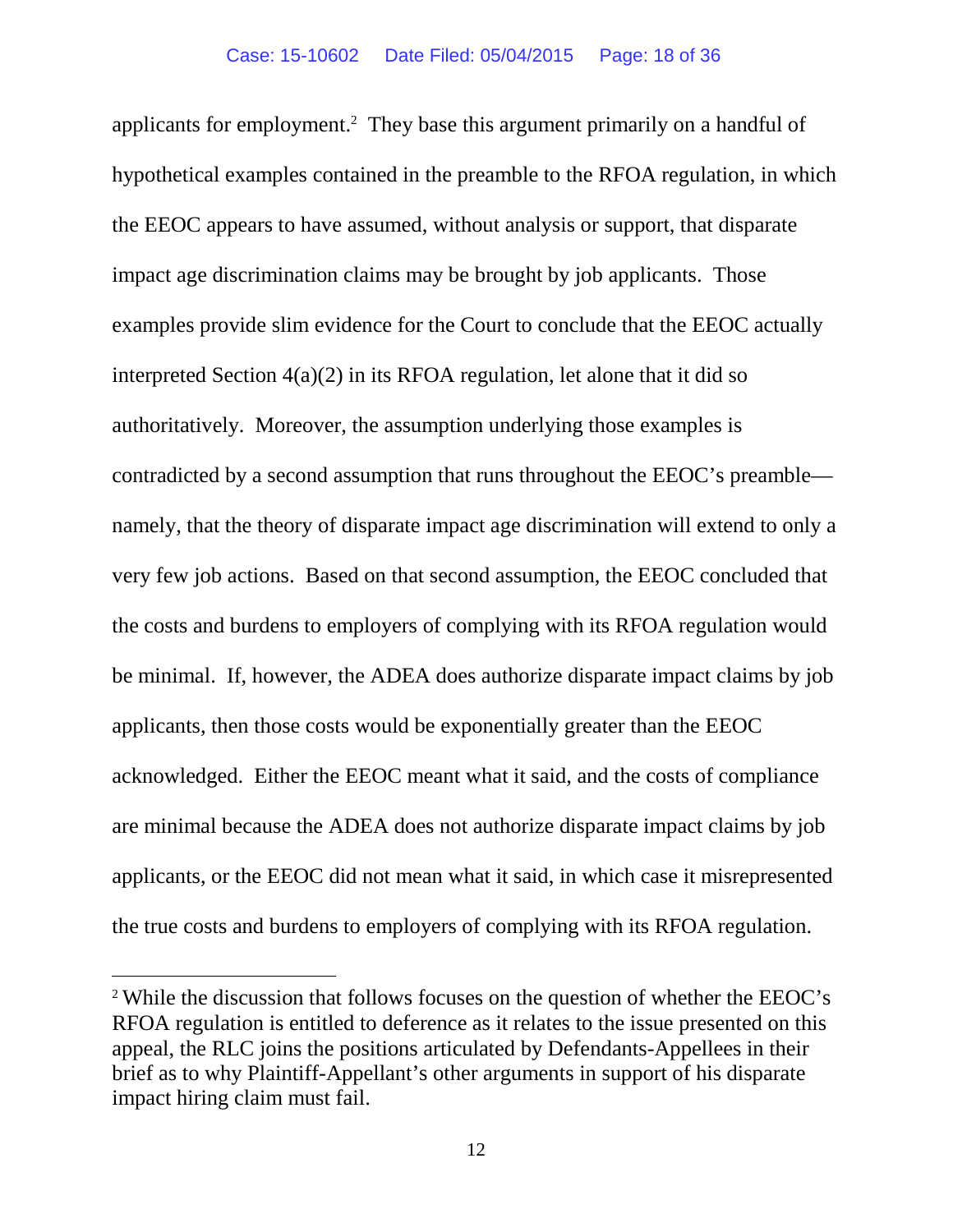applicants for employment.[2] They base this argument primarily on a handful of hypothetical examples contained in the preamble to the RFOA regulation, in which the EEOC appears to have assumed, without analysis or support, that disparate impact age discrimination claims may be brought by job applicants. Those examples provide slim evidence for the Court to conclude that the EEOC actually interpreted Section 4(a)(2) in its RFOA regulation, let alone that it did so authoritatively. Moreover, the assumption underlying those examples is contradicted by a second assumption that runs throughout the EEOC's preamble—namely, that the theory of disparate impact age discrimination will extend to only a very few job actions. Based on that second assumption, the EEOC concluded that the costs and burdens to employers of complying with its RFOA regulation would be minimal. If, however, the ADEA does authorize disparate impact claims by job applicants, then those costs would be exponentially greater than the EEOC acknowledged. Either the EEOC meant what it said, and the costs of compliance are minimal because the ADEA does not authorize disparate impact claims by job applicants, or the EEOC did not mean what it said, in which case it misrepresented the true costs and burdens to employers of complying with its RFOA regulation.

---

[2] While the discussion that follows focuses on the question of whether the EEOC's RFOA regulation is entitled to deference as it relates to the issue presented on this appeal, the RLC joins the positions articulated by Defendants-Appellees in their brief as to why Plaintiff-Appellant's other arguments in support of his disparate impact hiring claim must fail.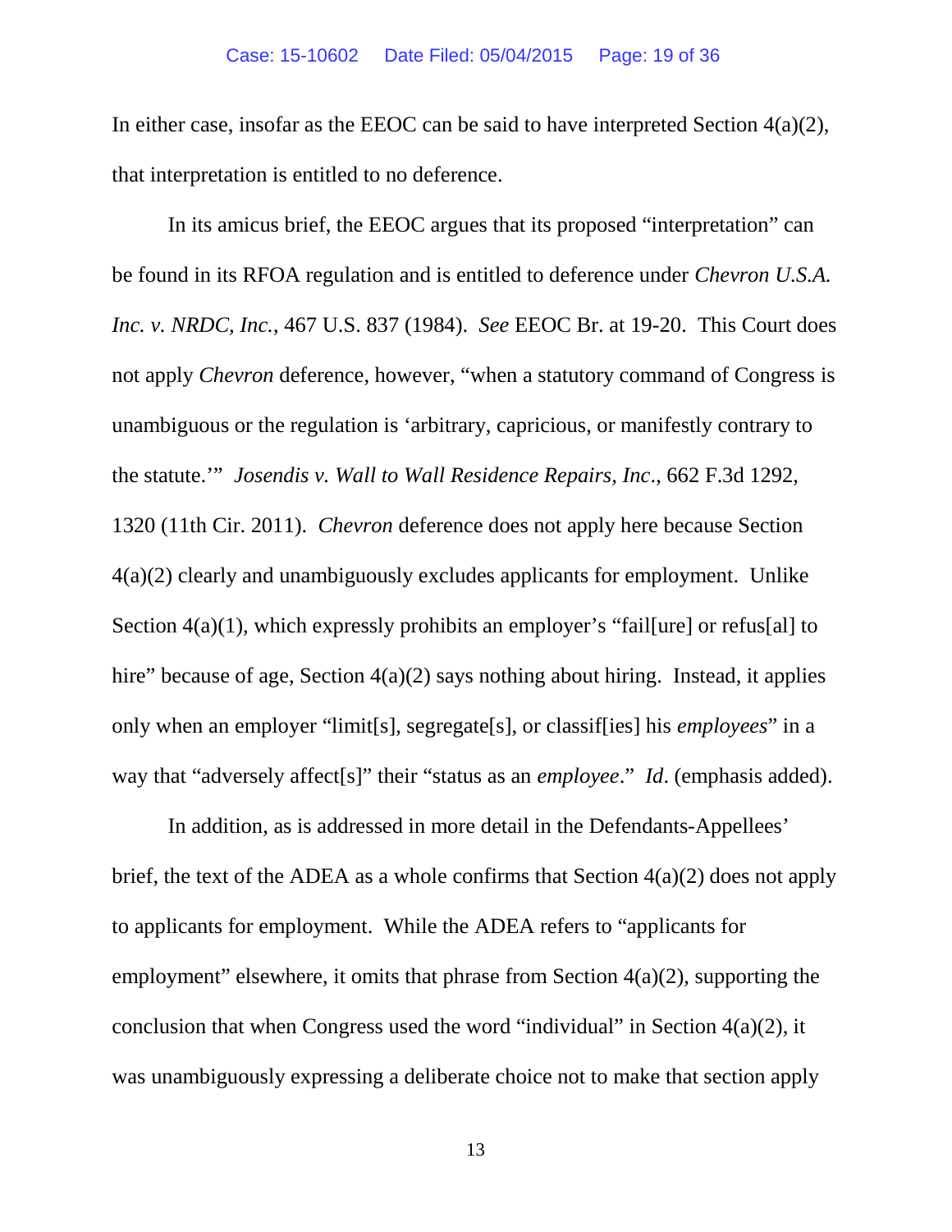In either case, insofar as the EEOC can be said to have interpreted Section 4(a)(2), that interpretation is entitled to no deference.

In its amicus brief, the EEOC argues that its proposed "interpretation" can be found in its RFOA regulation and is entitled to deference under *Chevron U.S.A. Inc. v. NRDC, Inc.*, 467 U.S. 837 (1984). *See* EEOC Br. at 19-20. This Court does not apply *Chevron* deference, however, "when a statutory command of Congress is unambiguous or the regulation is 'arbitrary, capricious, or manifestly contrary to the statute.'" *Josendis v. Wall to Wall Residence Repairs, Inc*., 662 F.3d 1292, 1320 (11th Cir. 2011). *Chevron* deference does not apply here because Section 4(a)(2) clearly and unambiguously excludes applicants for employment. Unlike Section 4(a)(1), which expressly prohibits an employer's "fail[ure] or refus[al] to hire" because of age, Section 4(a)(2) says nothing about hiring. Instead, it applies only when an employer "limit[s], segregate[s], or classif[ies] his *employees*" in a way that "adversely affect[s]" their "status as an *employee*." *Id*. (emphasis added).

In addition, as is addressed in more detail in the Defendants-Appellees' brief, the text of the ADEA as a whole confirms that Section 4(a)(2) does not apply to applicants for employment. While the ADEA refers to "applicants for employment" elsewhere, it omits that phrase from Section 4(a)(2), supporting the conclusion that when Congress used the word "individual" in Section 4(a)(2), it was unambiguously expressing a deliberate choice not to make that section apply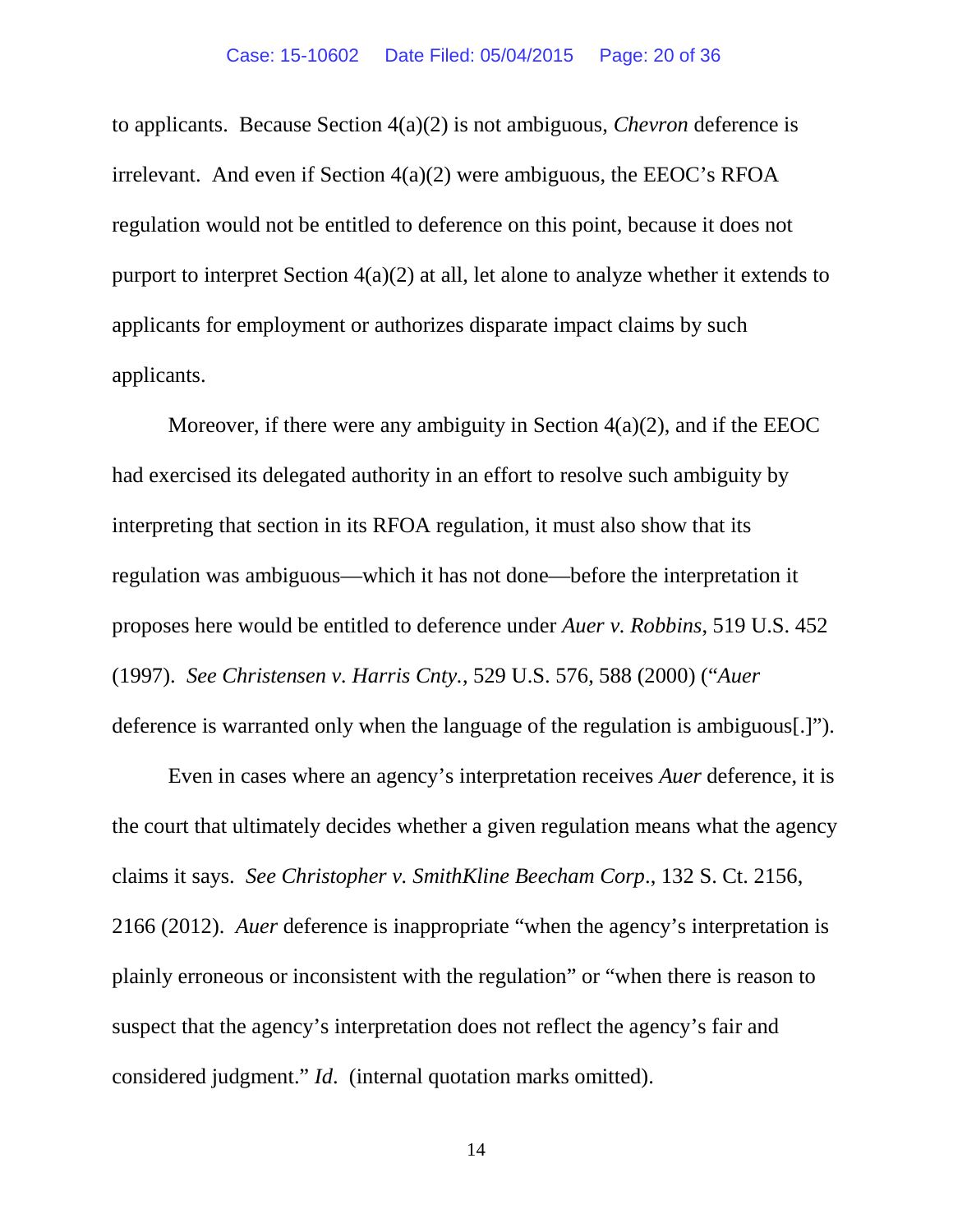to applicants. Because Section 4(a)(2) is not ambiguous, *Chevron* deference is irrelevant. And even if Section 4(a)(2) were ambiguous, the EEOC's RFOA regulation would not be entitled to deference on this point, because it does not purport to interpret Section 4(a)(2) at all, let alone to analyze whether it extends to applicants for employment or authorizes disparate impact claims by such applicants.

Moreover, if there were any ambiguity in Section 4(a)(2), and if the EEOC had exercised its delegated authority in an effort to resolve such ambiguity by interpreting that section in its RFOA regulation, it must also show that its regulation was ambiguous—which it has not done—before the interpretation it proposes here would be entitled to deference under *Auer v. Robbins*, 519 U.S. 452 (1997). *See Christensen v. Harris Cnty.*, 529 U.S. 576, 588 (2000) ("*Auer* deference is warranted only when the language of the regulation is ambiguous[.]").

Even in cases where an agency's interpretation receives *Auer* deference, it is the court that ultimately decides whether a given regulation means what the agency claims it says. *See Christopher v. SmithKline Beecham Corp*., 132 S. Ct. 2156, 2166 (2012). *Auer* deference is inappropriate "when the agency's interpretation is plainly erroneous or inconsistent with the regulation" or "when there is reason to suspect that the agency's interpretation does not reflect the agency's fair and considered judgment." *Id*. (internal quotation marks omitted).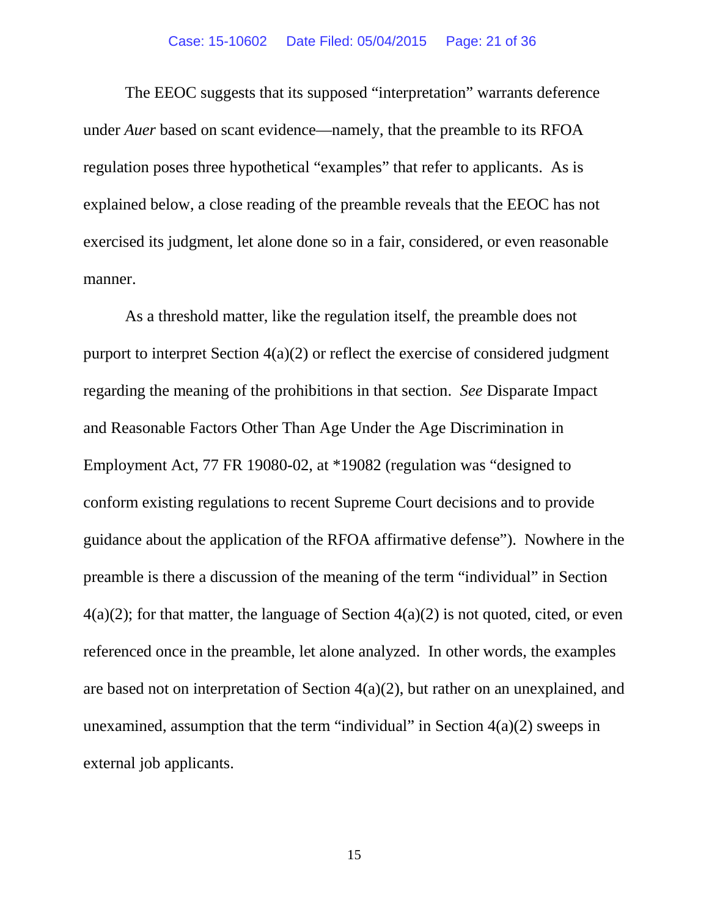The EEOC suggests that its supposed "interpretation" warrants deference under *Auer* based on scant evidence—namely, that the preamble to its RFOA regulation poses three hypothetical "examples" that refer to applicants. As is explained below, a close reading of the preamble reveals that the EEOC has not exercised its judgment, let alone done so in a fair, considered, or even reasonable manner.

As a threshold matter, like the regulation itself, the preamble does not purport to interpret Section 4(a)(2) or reflect the exercise of considered judgment regarding the meaning of the prohibitions in that section. *See* Disparate Impact and Reasonable Factors Other Than Age Under the Age Discrimination in Employment Act, 77 FR 19080-02, at *19082 (regulation was "designed to conform existing regulations to recent Supreme Court decisions and to provide guidance about the application of the RFOA affirmative defense"). Nowhere in the preamble is there a discussion of the meaning of the term "individual" in Section 4(a)(2); for that matter, the language of Section 4(a)(2) is not quoted, cited, or even referenced once in the preamble, let alone analyzed. In other words, the examples are based not on interpretation of Section 4(a)(2), but rather on an unexplained, and unexamined, assumption that the term "individual" in Section 4(a)(2) sweeps in external job applicants.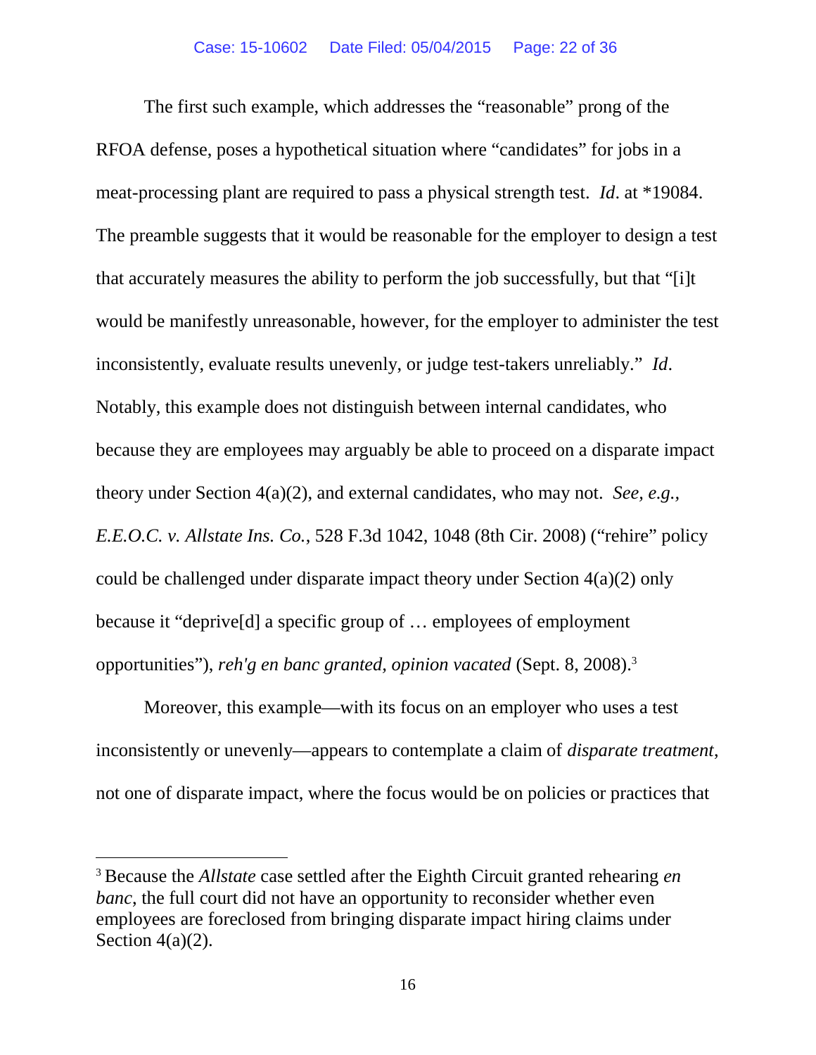The first such example, which addresses the "reasonable" prong of the RFOA defense, poses a hypothetical situation where "candidates" for jobs in a meat-processing plant are required to pass a physical strength test. *Id*. at *19084. The preamble suggests that it would be reasonable for the employer to design a test that accurately measures the ability to perform the job successfully, but that "[i]t would be manifestly unreasonable, however, for the employer to administer the test inconsistently, evaluate results unevenly, or judge test-takers unreliably." *Id*. Notably, this example does not distinguish between internal candidates, who because they are employees may arguably be able to proceed on a disparate impact theory under Section 4(a)(2), and external candidates, who may not. *See, e.g., E.E.O.C. v. Allstate Ins. Co.*, 528 F.3d 1042, 1048 (8th Cir. 2008) ("rehire" policy could be challenged under disparate impact theory under Section 4(a)(2) only because it "deprive[d] a specific group of … employees of employment opportunities"), *reh'g en banc granted, opinion vacated* (Sept. 8, 2008).[3]

Moreover, this example—with its focus on an employer who uses a test inconsistently or unevenly—appears to contemplate a claim of *disparate treatment*, not one of disparate impact, where the focus would be on policies or practices that

---

[3] Because the *Allstate* case settled after the Eighth Circuit granted rehearing *en banc*, the full court did not have an opportunity to reconsider whether even employees are foreclosed from bringing disparate impact hiring claims under Section 4(a)(2).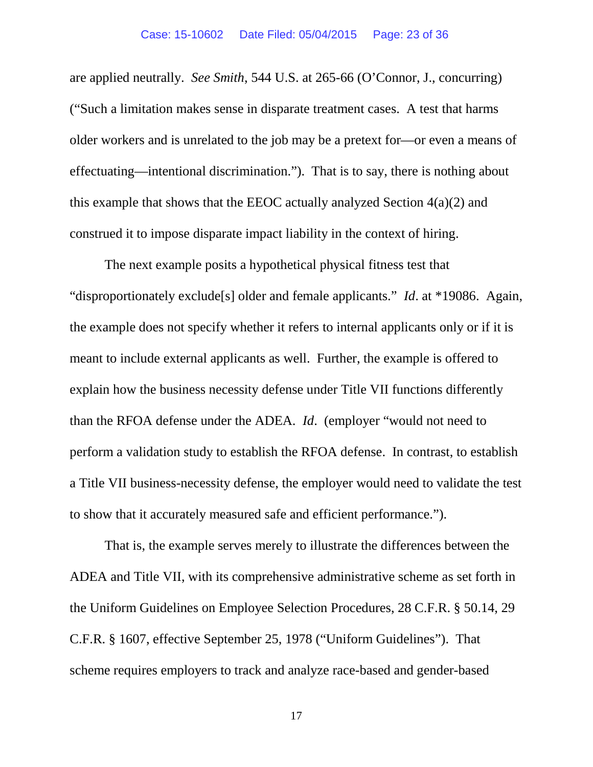are applied neutrally. *See Smith*, 544 U.S. at 265-66 (O'Connor, J., concurring) ("Such a limitation makes sense in disparate treatment cases. A test that harms older workers and is unrelated to the job may be a pretext for—or even a means of effectuating—intentional discrimination."). That is to say, there is nothing about this example that shows that the EEOC actually analyzed Section 4(a)(2) and construed it to impose disparate impact liability in the context of hiring.

The next example posits a hypothetical physical fitness test that "disproportionately exclude[s] older and female applicants." *Id*. at *19086. Again, the example does not specify whether it refers to internal applicants only or if it is meant to include external applicants as well. Further, the example is offered to explain how the business necessity defense under Title VII functions differently than the RFOA defense under the ADEA. *Id*. (employer "would not need to perform a validation study to establish the RFOA defense. In contrast, to establish a Title VII business-necessity defense, the employer would need to validate the test to show that it accurately measured safe and efficient performance.").

That is, the example serves merely to illustrate the differences between the ADEA and Title VII, with its comprehensive administrative scheme as set forth in the Uniform Guidelines on Employee Selection Procedures, 28 C.F.R. § 50.14, 29 C.F.R. § 1607, effective September 25, 1978 ("Uniform Guidelines"). That scheme requires employers to track and analyze race-based and gender-based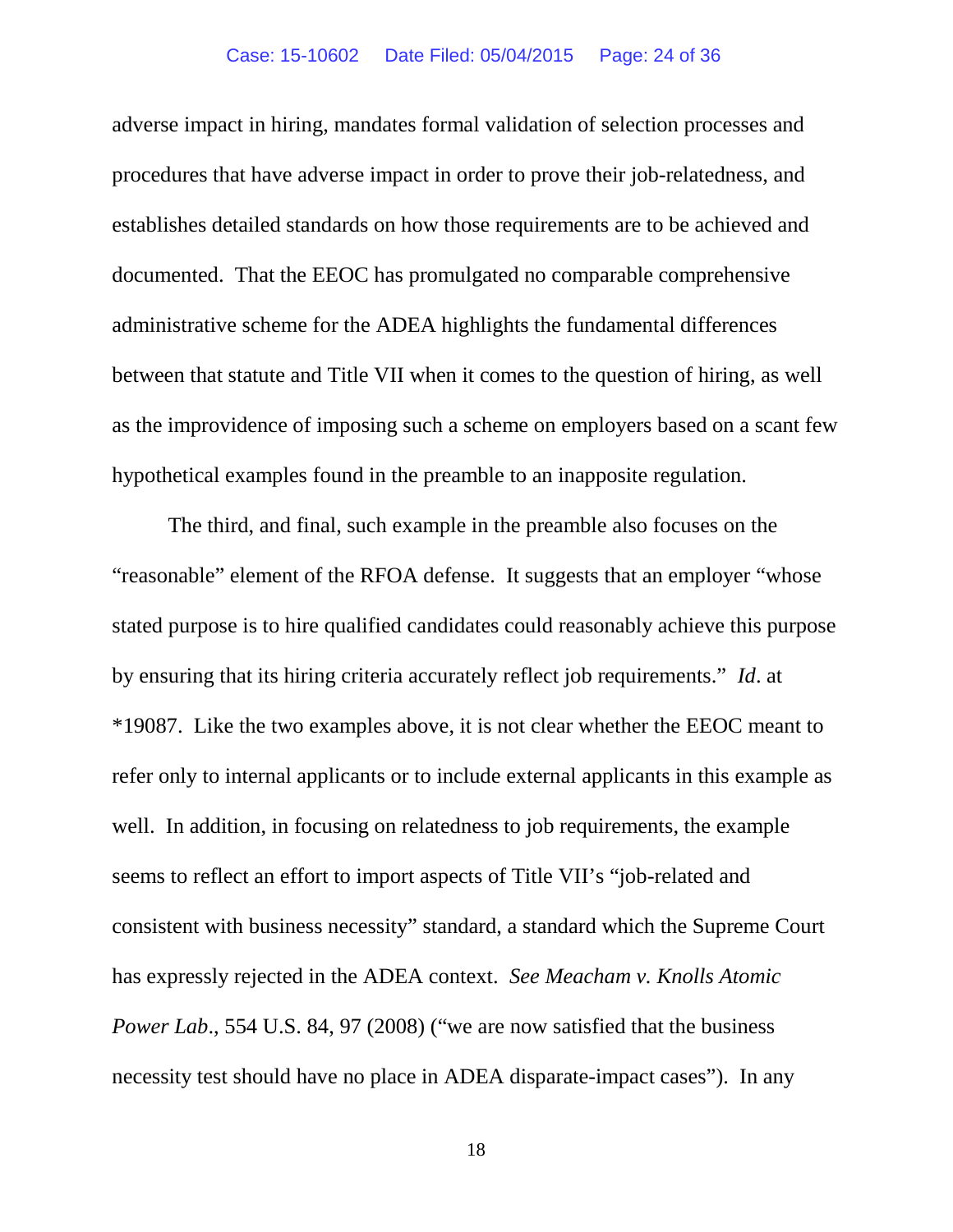adverse impact in hiring, mandates formal validation of selection processes and procedures that have adverse impact in order to prove their job-relatedness, and establishes detailed standards on how those requirements are to be achieved and documented. That the EEOC has promulgated no comparable comprehensive administrative scheme for the ADEA highlights the fundamental differences between that statute and Title VII when it comes to the question of hiring, as well as the improvidence of imposing such a scheme on employers based on a scant few hypothetical examples found in the preamble to an inapposite regulation.

The third, and final, such example in the preamble also focuses on the "reasonable" element of the RFOA defense. It suggests that an employer "whose stated purpose is to hire qualified candidates could reasonably achieve this purpose by ensuring that its hiring criteria accurately reflect job requirements." *Id*. at *19087. Like the two examples above, it is not clear whether the EEOC meant to refer only to internal applicants or to include external applicants in this example as well. In addition, in focusing on relatedness to job requirements, the example seems to reflect an effort to import aspects of Title VII's "job-related and consistent with business necessity" standard, a standard which the Supreme Court has expressly rejected in the ADEA context. *See Meacham v. Knolls Atomic Power Lab*., 554 U.S. 84, 97 (2008) ("we are now satisfied that the business necessity test should have no place in ADEA disparate-impact cases"). In any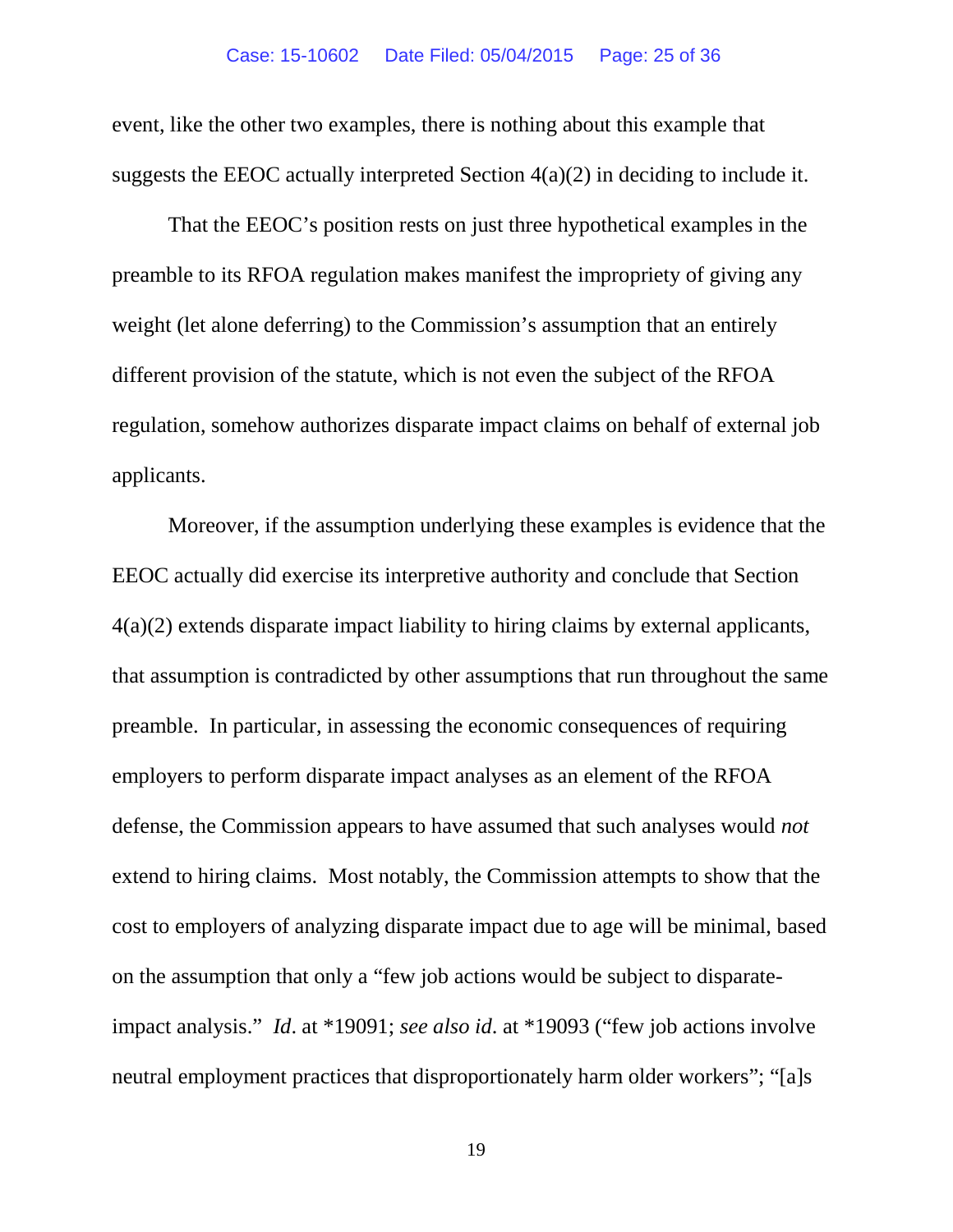event, like the other two examples, there is nothing about this example that suggests the EEOC actually interpreted Section 4(a)(2) in deciding to include it.

That the EEOC's position rests on just three hypothetical examples in the preamble to its RFOA regulation makes manifest the impropriety of giving any weight (let alone deferring) to the Commission's assumption that an entirely different provision of the statute, which is not even the subject of the RFOA regulation, somehow authorizes disparate impact claims on behalf of external job applicants.

Moreover, if the assumption underlying these examples is evidence that the EEOC actually did exercise its interpretive authority and conclude that Section 4(a)(2) extends disparate impact liability to hiring claims by external applicants, that assumption is contradicted by other assumptions that run throughout the same preamble. In particular, in assessing the economic consequences of requiring employers to perform disparate impact analyses as an element of the RFOA defense, the Commission appears to have assumed that such analyses would *not* extend to hiring claims. Most notably, the Commission attempts to show that the cost to employers of analyzing disparate impact due to age will be minimal, based on the assumption that only a "few job actions would be subject to disparate-impact analysis." *Id*. at *19091; *see also id*. at *19093 ("few job actions involve neutral employment practices that disproportionately harm older workers"; "[a]s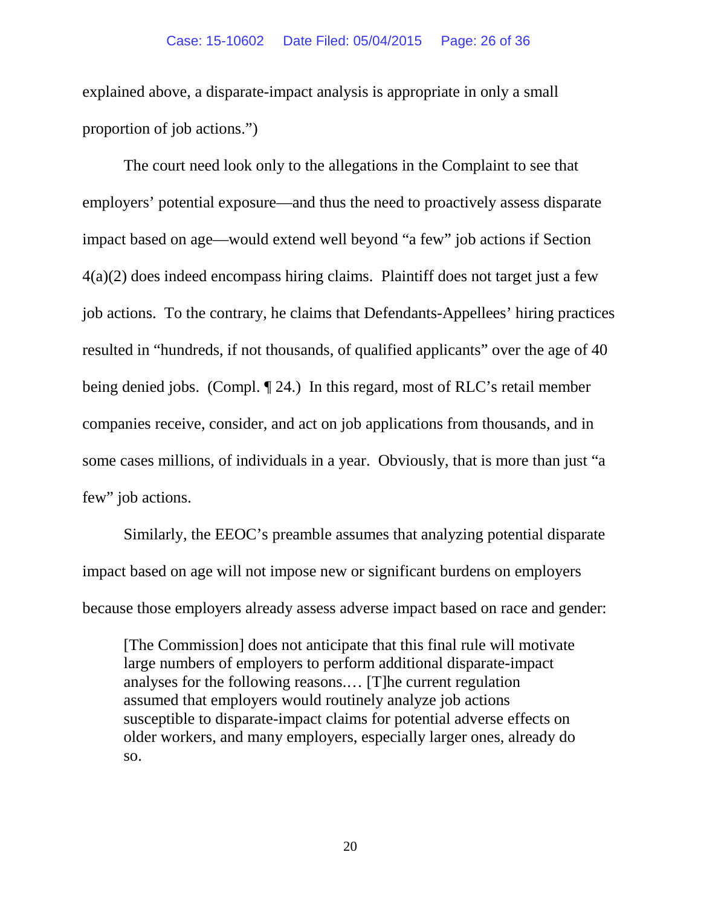explained above, a disparate-impact analysis is appropriate in only a small proportion of job actions.")

The court need look only to the allegations in the Complaint to see that employers' potential exposure—and thus the need to proactively assess disparate impact based on age—would extend well beyond "a few" job actions if Section 4(a)(2) does indeed encompass hiring claims. Plaintiff does not target just a few job actions. To the contrary, he claims that Defendants-Appellees' hiring practices resulted in "hundreds, if not thousands, of qualified applicants" over the age of 40 being denied jobs. (Compl. ¶ 24.) In this regard, most of RLC's retail member companies receive, consider, and act on job applications from thousands, and in some cases millions, of individuals in a year. Obviously, that is more than just "a few" job actions.

Similarly, the EEOC's preamble assumes that analyzing potential disparate impact based on age will not impose new or significant burdens on employers because those employers already assess adverse impact based on race and gender:

> [The Commission] does not anticipate that this final rule will motivate large numbers of employers to perform additional disparate-impact analyses for the following reasons.… [T]he current regulation assumed that employers would routinely analyze job actions susceptible to disparate-impact claims for potential adverse effects on older workers, and many employers, especially larger ones, already do so.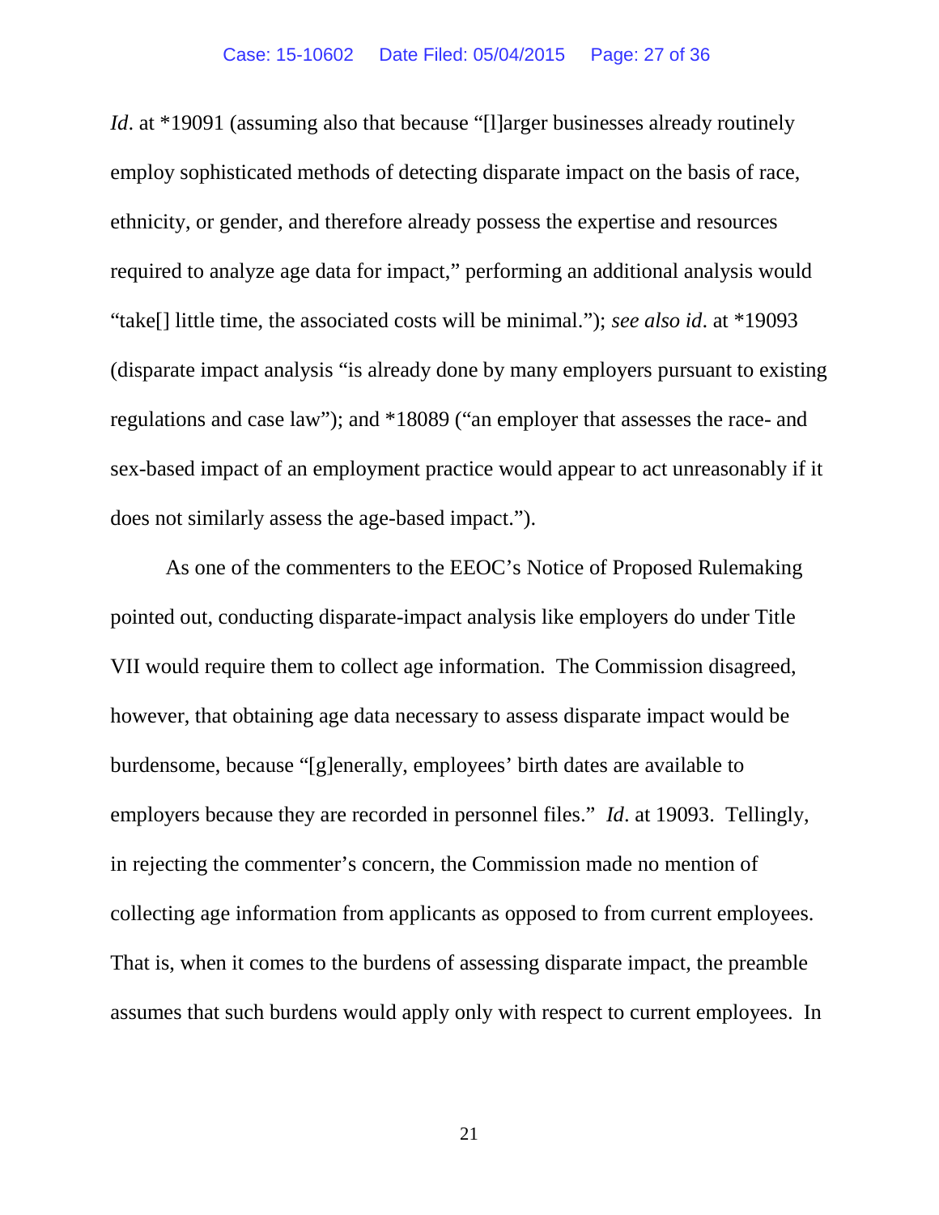*Id*. at *19091 (assuming also that because "[l]arger businesses already routinely employ sophisticated methods of detecting disparate impact on the basis of race, ethnicity, or gender, and therefore already possess the expertise and resources required to analyze age data for impact," performing an additional analysis would "take[] little time, the associated costs will be minimal."); *see also id*. at *19093 (disparate impact analysis "is already done by many employers pursuant to existing regulations and case law"); and *18089 ("an employer that assesses the race- and sex-based impact of an employment practice would appear to act unreasonably if it does not similarly assess the age-based impact.").

As one of the commenters to the EEOC's Notice of Proposed Rulemaking pointed out, conducting disparate-impact analysis like employers do under Title VII would require them to collect age information. The Commission disagreed, however, that obtaining age data necessary to assess disparate impact would be burdensome, because "[g]enerally, employees' birth dates are available to employers because they are recorded in personnel files." *Id*. at 19093. Tellingly, in rejecting the commenter's concern, the Commission made no mention of collecting age information from applicants as opposed to from current employees. That is, when it comes to the burdens of assessing disparate impact, the preamble assumes that such burdens would apply only with respect to current employees. In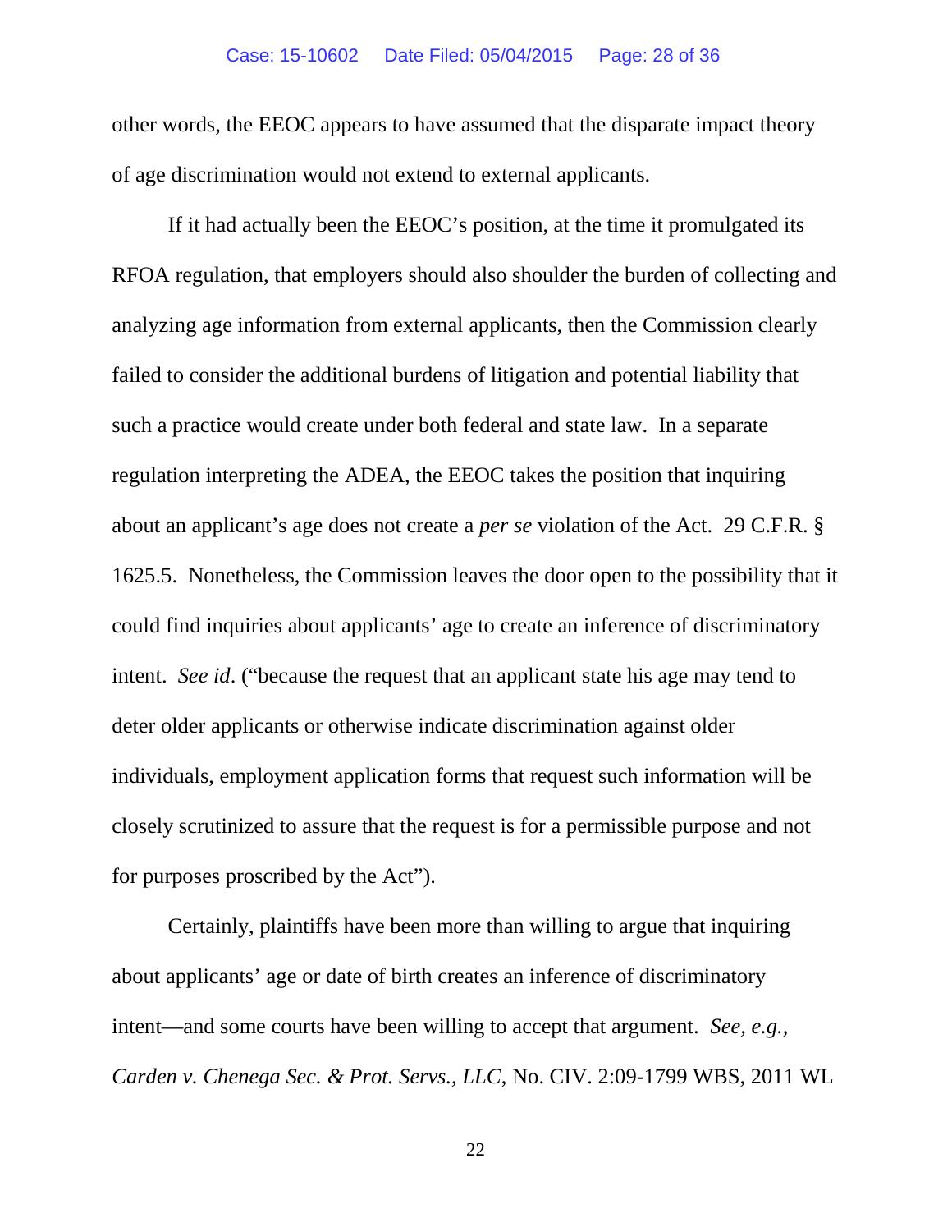other words, the EEOC appears to have assumed that the disparate impact theory of age discrimination would not extend to external applicants.

If it had actually been the EEOC's position, at the time it promulgated its RFOA regulation, that employers should also shoulder the burden of collecting and analyzing age information from external applicants, then the Commission clearly failed to consider the additional burdens of litigation and potential liability that such a practice would create under both federal and state law. In a separate regulation interpreting the ADEA, the EEOC takes the position that inquiring about an applicant's age does not create a *per se* violation of the Act. 29 C.F.R. § 1625.5. Nonetheless, the Commission leaves the door open to the possibility that it could find inquiries about applicants' age to create an inference of discriminatory intent. *See id*. ("because the request that an applicant state his age may tend to deter older applicants or otherwise indicate discrimination against older individuals, employment application forms that request such information will be closely scrutinized to assure that the request is for a permissible purpose and not for purposes proscribed by the Act").

Certainly, plaintiffs have been more than willing to argue that inquiring about applicants' age or date of birth creates an inference of discriminatory intent—and some courts have been willing to accept that argument. *See, e.g., Carden v. Chenega Sec. & Prot. Servs., LLC*, No. CIV. 2:09-1799 WBS, 2011 WL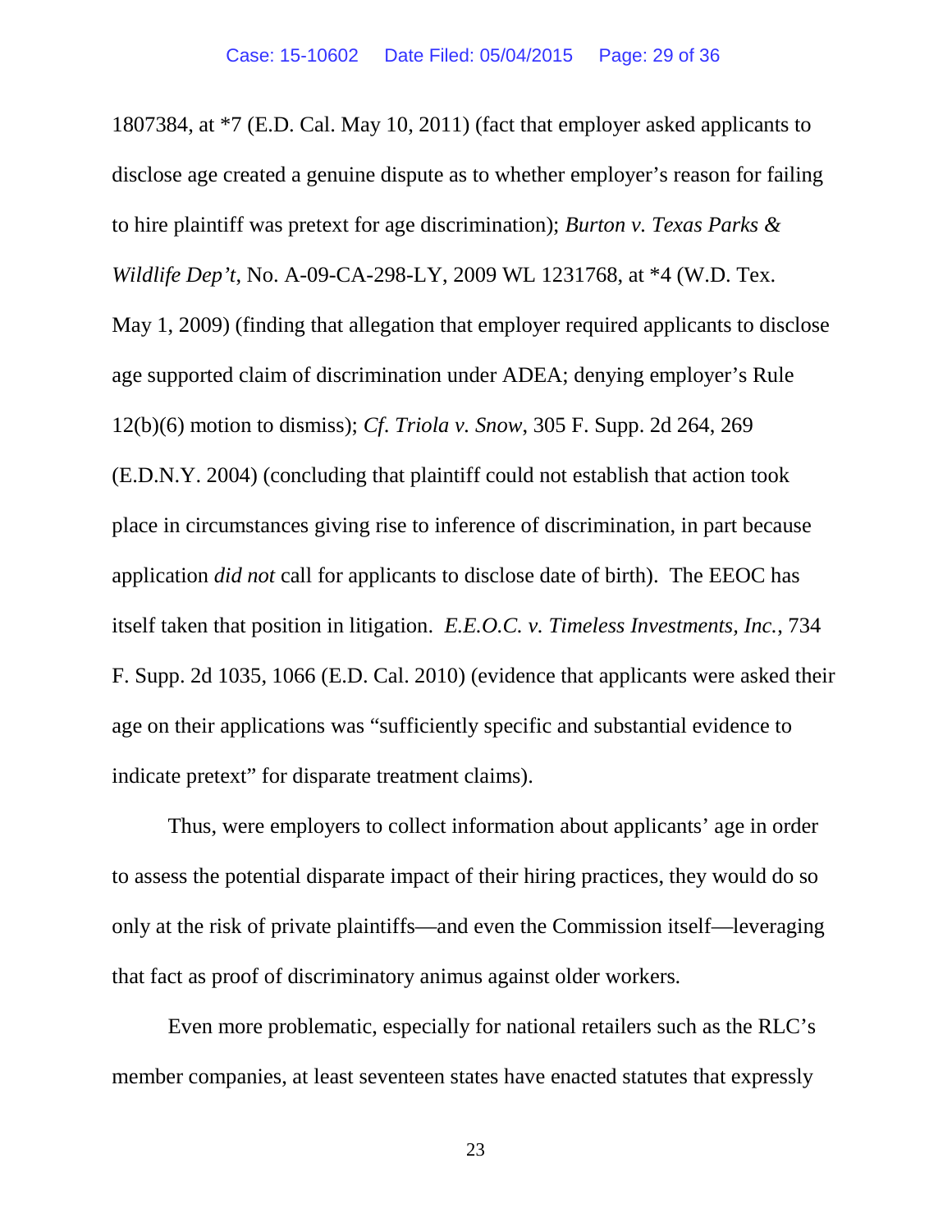1807384, at *7 (E.D. Cal. May 10, 2011) (fact that employer asked applicants to disclose age created a genuine dispute as to whether employer's reason for failing to hire plaintiff was pretext for age discrimination); *Burton v. Texas Parks & Wildlife Dep't*, No. A-09-CA-298-LY, 2009 WL 1231768, at *4 (W.D. Tex. May 1, 2009) (finding that allegation that employer required applicants to disclose age supported claim of discrimination under ADEA; denying employer's Rule 12(b)(6) motion to dismiss); *Cf. Triola v. Snow*, 305 F. Supp. 2d 264, 269 (E.D.N.Y. 2004) (concluding that plaintiff could not establish that action took place in circumstances giving rise to inference of discrimination, in part because application *did not* call for applicants to disclose date of birth). The EEOC has itself taken that position in litigation. *E.E.O.C. v. Timeless Investments, Inc.*, 734 F. Supp. 2d 1035, 1066 (E.D. Cal. 2010) (evidence that applicants were asked their age on their applications was "sufficiently specific and substantial evidence to indicate pretext" for disparate treatment claims).

Thus, were employers to collect information about applicants' age in order to assess the potential disparate impact of their hiring practices, they would do so only at the risk of private plaintiffs—and even the Commission itself—leveraging that fact as proof of discriminatory animus against older workers.

Even more problematic, especially for national retailers such as the RLC's member companies, at least seventeen states have enacted statutes that expressly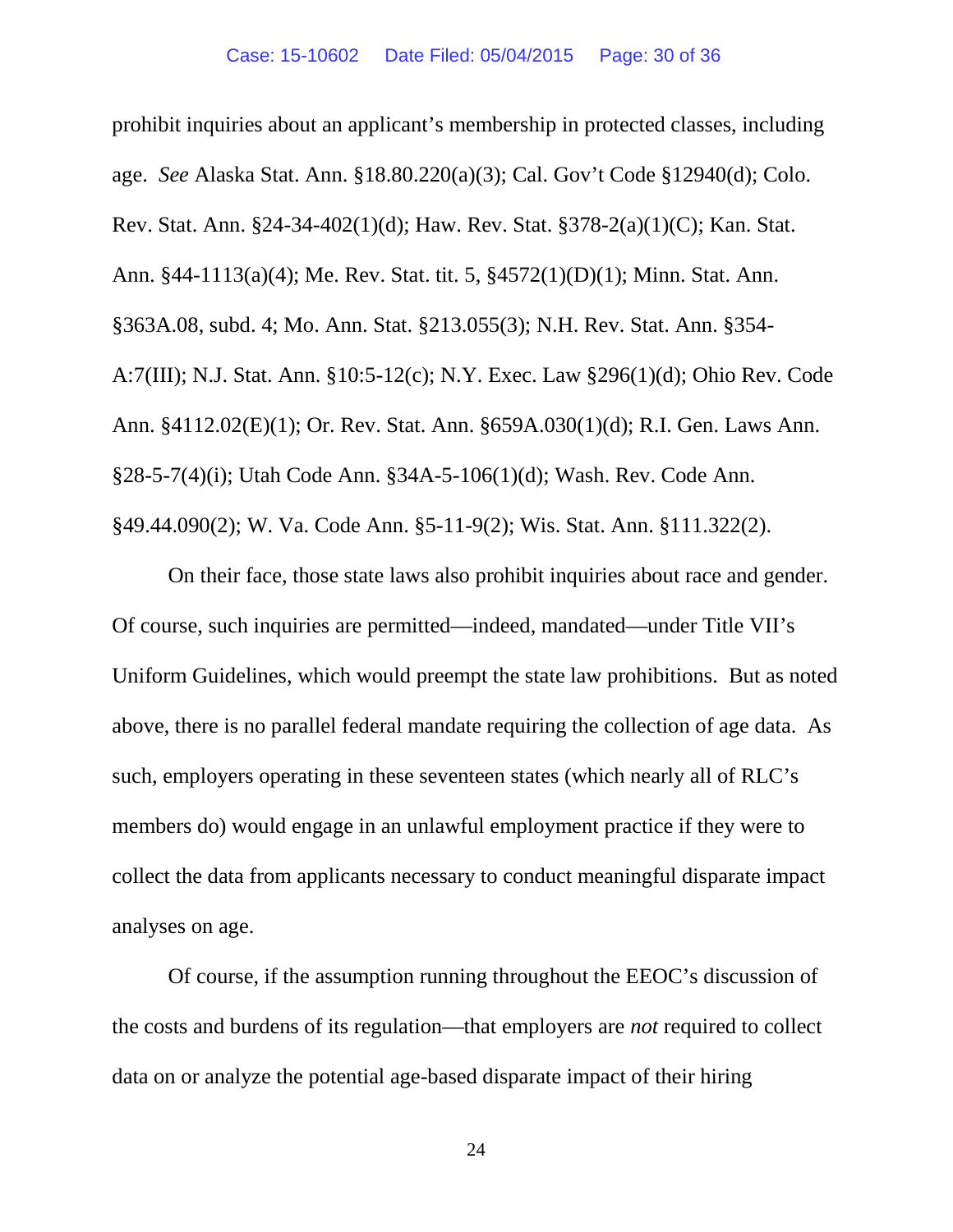prohibit inquiries about an applicant's membership in protected classes, including age. *See* Alaska Stat. Ann. §18.80.220(a)(3); Cal. Gov't Code §12940(d); Colo. Rev. Stat. Ann. §24-34-402(1)(d); Haw. Rev. Stat. §378-2(a)(1)(C); Kan. Stat. Ann. §44-1113(a)(4); Me. Rev. Stat. tit. 5, §4572(1)(D)(1); Minn. Stat. Ann. §363A.08, subd. 4; Mo. Ann. Stat. §213.055(3); N.H. Rev. Stat. Ann. §354-A:7(III); N.J. Stat. Ann. §10:5-12(c); N.Y. Exec. Law §296(1)(d); Ohio Rev. Code Ann. §4112.02(E)(1); Or. Rev. Stat. Ann. §659A.030(1)(d); R.I. Gen. Laws Ann. §28-5-7(4)(i); Utah Code Ann. §34A-5-106(1)(d); Wash. Rev. Code Ann. §49.44.090(2); W. Va. Code Ann. §5-11-9(2); Wis. Stat. Ann. §111.322(2).

On their face, those state laws also prohibit inquiries about race and gender. Of course, such inquiries are permitted—indeed, mandated—under Title VII's Uniform Guidelines, which would preempt the state law prohibitions. But as noted above, there is no parallel federal mandate requiring the collection of age data. As such, employers operating in these seventeen states (which nearly all of RLC's members do) would engage in an unlawful employment practice if they were to collect the data from applicants necessary to conduct meaningful disparate impact analyses on age.

Of course, if the assumption running throughout the EEOC's discussion of the costs and burdens of its regulation—that employers are *not* required to collect data on or analyze the potential age-based disparate impact of their hiring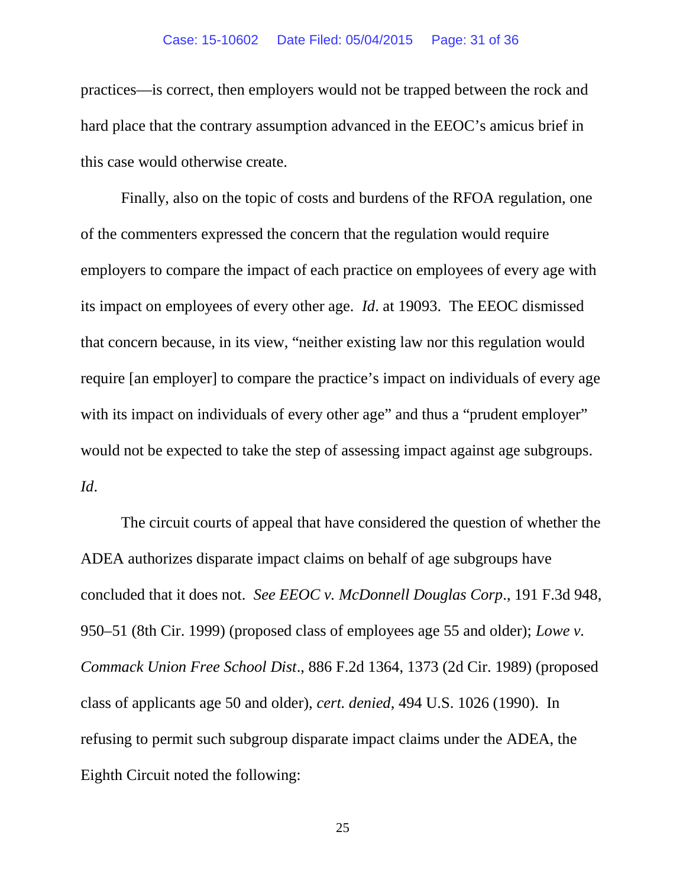practices—is correct, then employers would not be trapped between the rock and hard place that the contrary assumption advanced in the EEOC's amicus brief in this case would otherwise create.

Finally, also on the topic of costs and burdens of the RFOA regulation, one of the commenters expressed the concern that the regulation would require employers to compare the impact of each practice on employees of every age with its impact on employees of every other age. *Id*. at 19093. The EEOC dismissed that concern because, in its view, "neither existing law nor this regulation would require [an employer] to compare the practice's impact on individuals of every age with its impact on individuals of every other age" and thus a "prudent employer" would not be expected to take the step of assessing impact against age subgroups. *Id*.

The circuit courts of appeal that have considered the question of whether the ADEA authorizes disparate impact claims on behalf of age subgroups have concluded that it does not. *See EEOC v. McDonnell Douglas Corp*., 191 F.3d 948, 950–51 (8th Cir. 1999) (proposed class of employees age 55 and older); *Lowe v. Commack Union Free School Dist*., 886 F.2d 1364, 1373 (2d Cir. 1989) (proposed class of applicants age 50 and older), *cert. denied*, 494 U.S. 1026 (1990). In refusing to permit such subgroup disparate impact claims under the ADEA, the Eighth Circuit noted the following: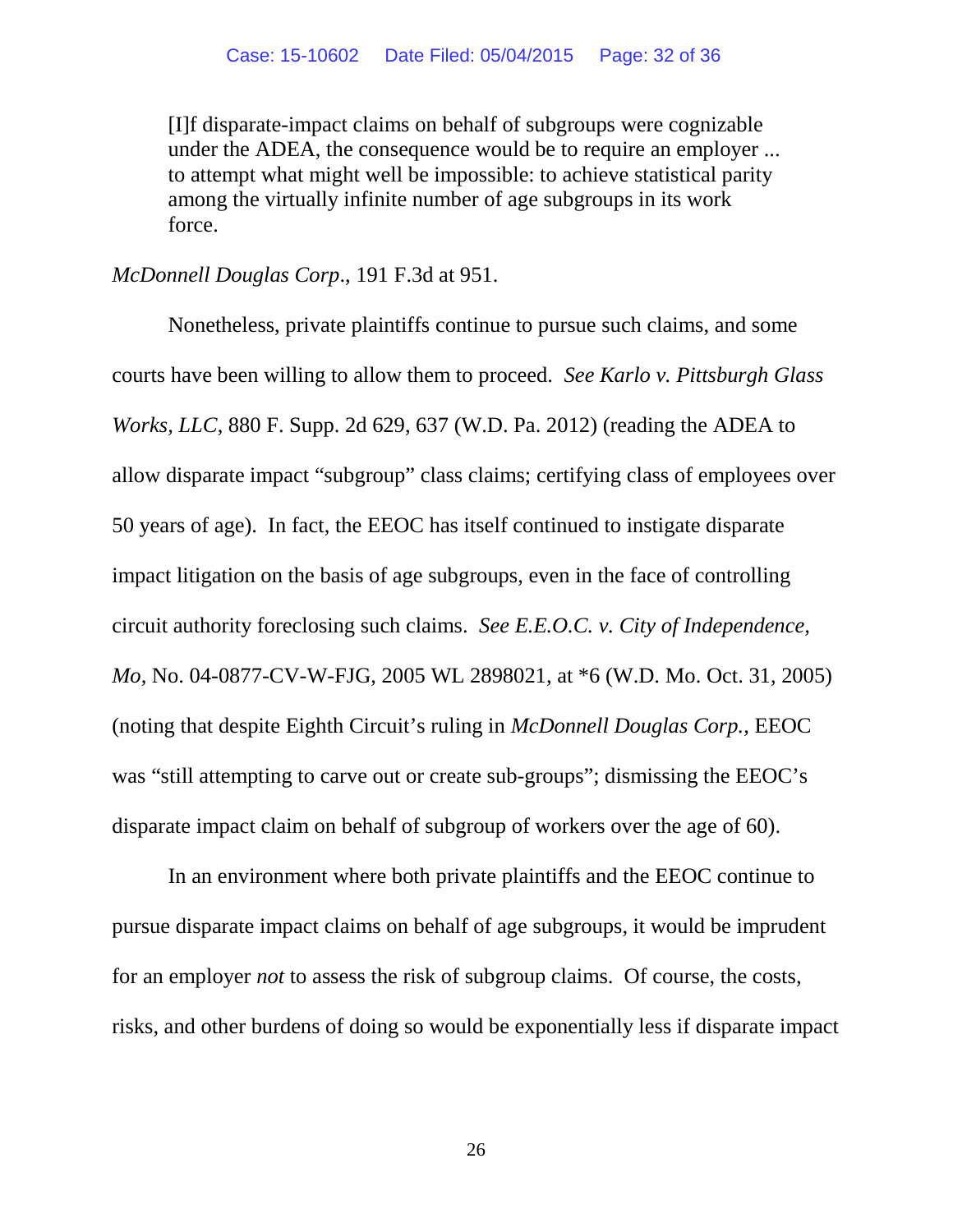> [I]f disparate-impact claims on behalf of subgroups were cognizable under the ADEA, the consequence would be to require an employer ... to attempt what might well be impossible: to achieve statistical parity among the virtually infinite number of age subgroups in its work force.

*McDonnell Douglas Corp*., 191 F.3d at 951.

Nonetheless, private plaintiffs continue to pursue such claims, and some courts have been willing to allow them to proceed. *See Karlo v. Pittsburgh Glass Works, LLC*, 880 F. Supp. 2d 629, 637 (W.D. Pa. 2012) (reading the ADEA to allow disparate impact "subgroup" class claims; certifying class of employees over 50 years of age). In fact, the EEOC has itself continued to instigate disparate impact litigation on the basis of age subgroups, even in the face of controlling circuit authority foreclosing such claims. *See E.E.O.C. v. City of Independence, Mo*, No. 04-0877-CV-W-FJG, 2005 WL 2898021, at *6 (W.D. Mo. Oct. 31, 2005) (noting that despite Eighth Circuit's ruling in *McDonnell Douglas Corp.*, EEOC was "still attempting to carve out or create sub-groups"; dismissing the EEOC's disparate impact claim on behalf of subgroup of workers over the age of 60).

In an environment where both private plaintiffs and the EEOC continue to pursue disparate impact claims on behalf of age subgroups, it would be imprudent for an employer *not* to assess the risk of subgroup claims. Of course, the costs, risks, and other burdens of doing so would be exponentially less if disparate impact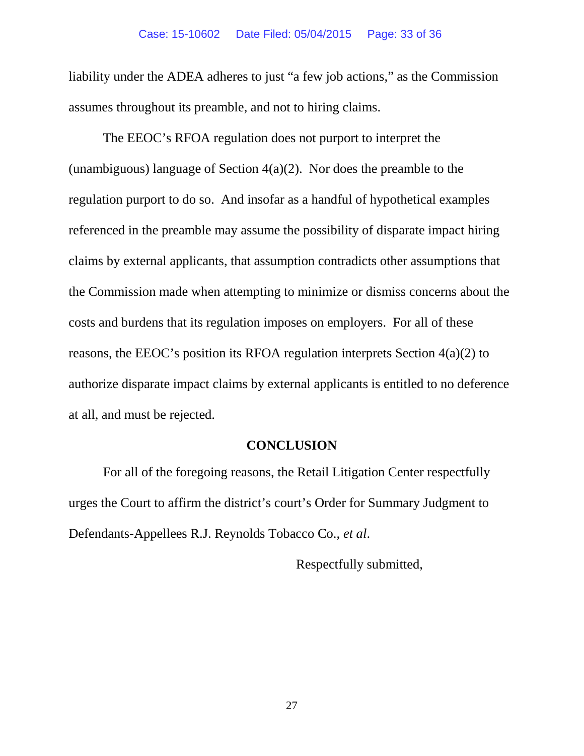liability under the ADEA adheres to just "a few job actions," as the Commission assumes throughout its preamble, and not to hiring claims.

The EEOC's RFOA regulation does not purport to interpret the (unambiguous) language of Section 4(a)(2). Nor does the preamble to the regulation purport to do so. And insofar as a handful of hypothetical examples referenced in the preamble may assume the possibility of disparate impact hiring claims by external applicants, that assumption contradicts other assumptions that the Commission made when attempting to minimize or dismiss concerns about the costs and burdens that its regulation imposes on employers. For all of these reasons, the EEOC's position its RFOA regulation interprets Section 4(a)(2) to authorize disparate impact claims by external applicants is entitled to no deference at all, and must be rejected.

## CONCLUSION

For all of the foregoing reasons, the Retail Litigation Center respectfully urges the Court to affirm the district's court's Order for Summary Judgment to Defendants-Appellees R.J. Reynolds Tobacco Co., *et al*.

Respectfully submitted,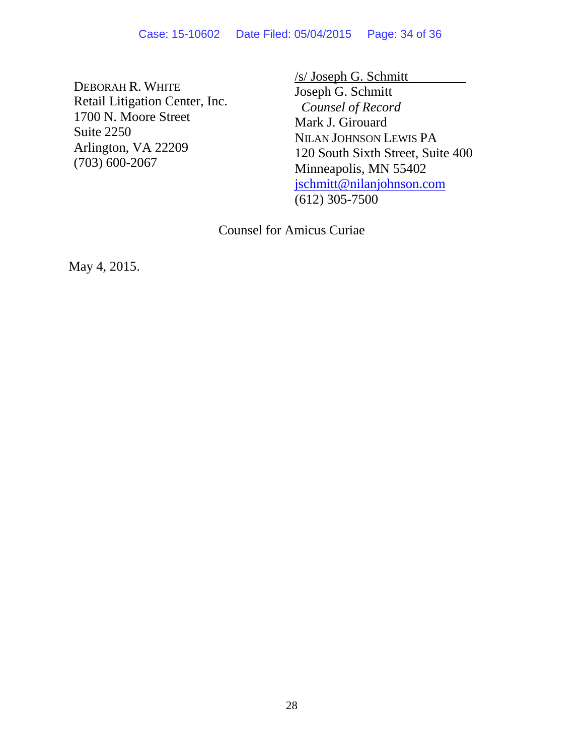DEBORAH R. WHITE
Retail Litigation Center, Inc.
1700 N. Moore Street
Suite 2250
Arlington, VA 22209
(703) 600-2067

/s/ Joseph G. Schmitt
Joseph G. Schmitt
*Counsel of Record*
Mark J. Girouard
NILAN JOHNSON LEWIS PA
120 South Sixth Street, Suite 400
Minneapolis, MN 55402
jschmitt@nilanjohnson.com
(612) 305-7500

Counsel for Amicus Curiae

May 4, 2015.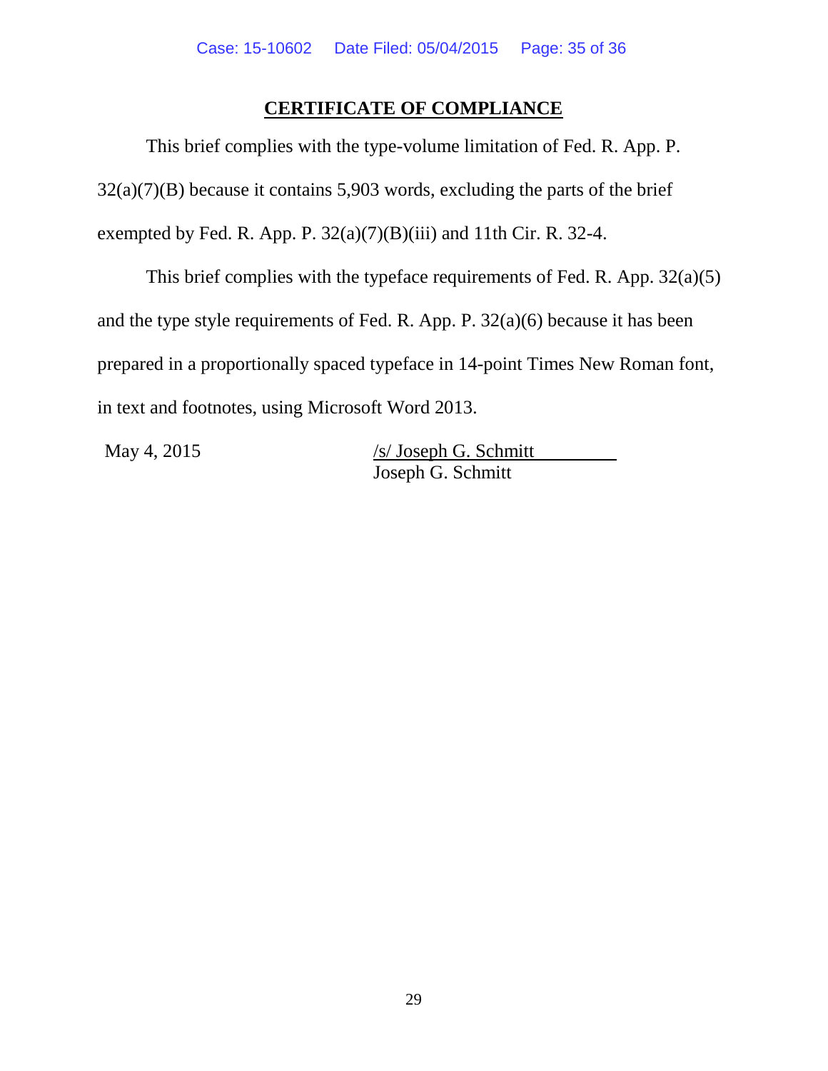## CERTIFICATE OF COMPLIANCE

This brief complies with the type-volume limitation of Fed. R. App. P. 32(a)(7)(B) because it contains 5,903 words, excluding the parts of the brief exempted by Fed. R. App. P. 32(a)(7)(B)(iii) and 11th Cir. R. 32-4.

This brief complies with the typeface requirements of Fed. R. App. 32(a)(5) and the type style requirements of Fed. R. App. P. 32(a)(6) because it has been prepared in a proportionally spaced typeface in 14-point Times New Roman font, in text and footnotes, using Microsoft Word 2013.

May 4, 2015

/s/ Joseph G. Schmitt
Joseph G. Schmitt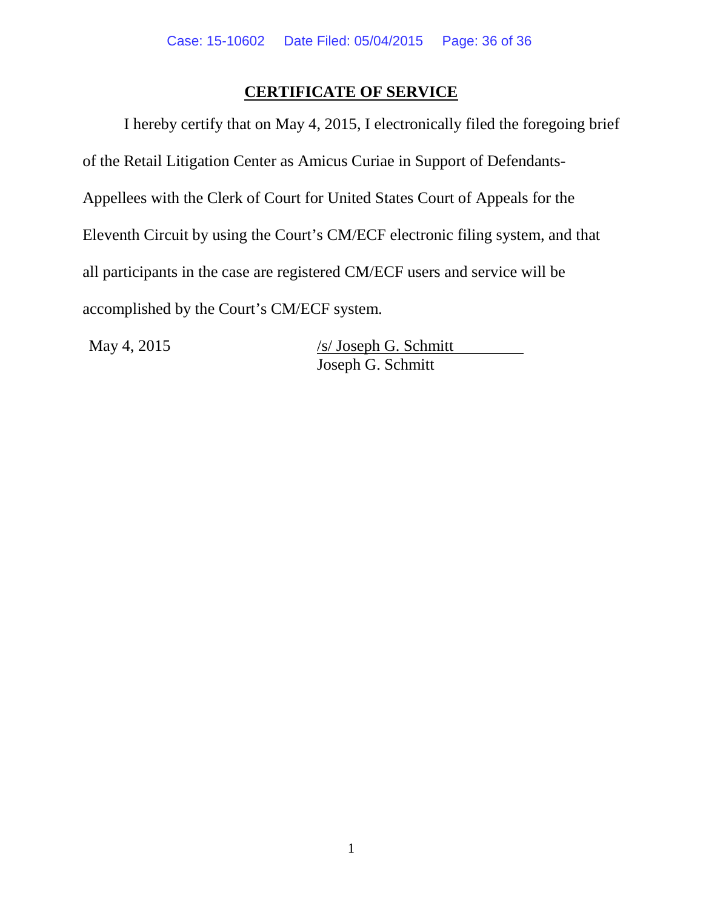## CERTIFICATE OF SERVICE

I hereby certify that on May 4, 2015, I electronically filed the foregoing brief of the Retail Litigation Center as Amicus Curiae in Support of Defendants-Appellees with the Clerk of Court for United States Court of Appeals for the Eleventh Circuit by using the Court's CM/ECF electronic filing system, and that all participants in the case are registered CM/ECF users and service will be accomplished by the Court's CM/ECF system.

May 4, 2015

/s/ Joseph G. Schmitt
Joseph G. Schmitt